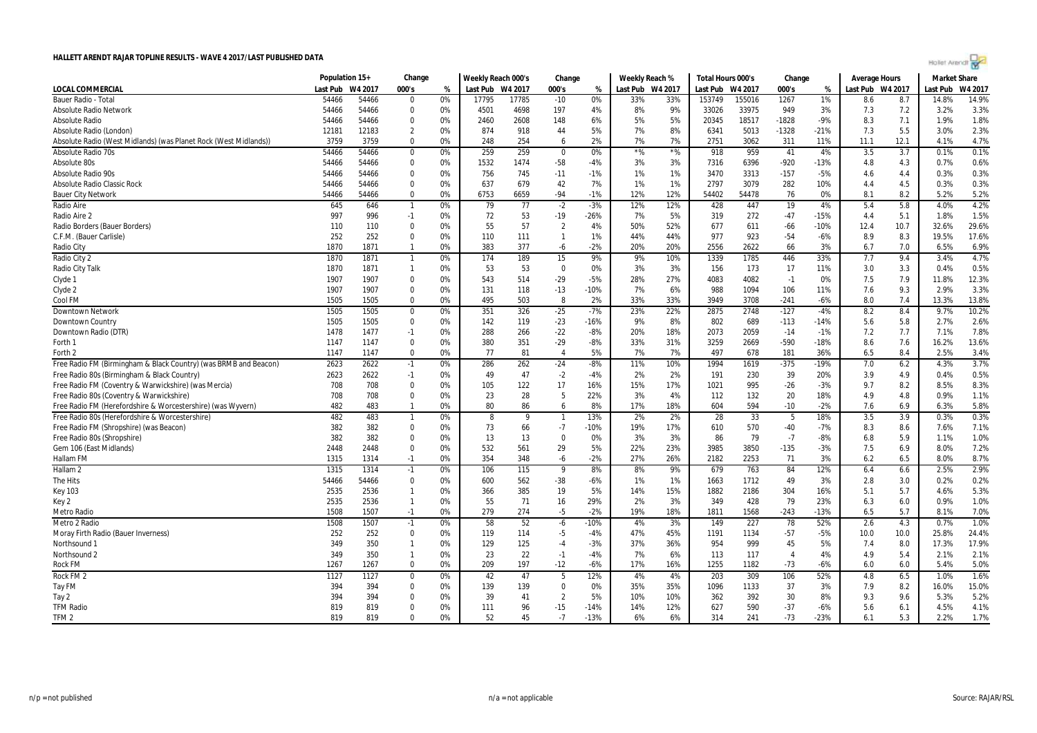# HALLETT ARENDT RAJAR TOPLINE RESULTS - WAVE 4 2017/LAST PUBLISHED DATA

| LOCAL COMMERCIAL | Population 15+ | | Change | | Weekly Reach 000's | | Change | | Weekly Reach % | | Total Hours 000's | | Change | | Average Hours | | Market Share | |
|---|---|---|---|---|---|---|---|---|---|---|---|---|---|---|---|---|---|---|
| | Last Pub | W4 2017 | 000's | % | Last Pub | W4 2017 | 000's | % | Last Pub | W4 2017 | Last Pub | W4 2017 | 000's | % | Last Pub | W4 2017 | Last Pub | W4 2017 |
| Bauer Radio - Total | 54466 | 54466 | 0 | 0% | 17795 | 17785 | -10 | 0% | 33% | 33% | 153749 | 155016 | 1267 | 1% | 8.6 | 8.7 | 14.8% | 14.9% |
| Absolute Radio Network | 54466 | 54466 | 0 | 0% | 4501 | 4698 | 197 | 4% | 8% | 9% | 33026 | 33975 | 949 | 3% | 7.3 | 7.2 | 3.2% | 3.3% |
| Absolute Radio | 54466 | 54466 | 0 | 0% | 2460 | 2608 | 148 | 6% | 5% | 5% | 20345 | 18517 | -1828 | -9% | 8.3 | 7.1 | 1.9% | 1.8% |
| Absolute Radio (London) | 12181 | 12183 | 2 | 0% | 874 | 918 | 44 | 5% | 7% | 8% | 6341 | 5013 | -1328 | -21% | 7.3 | 5.5 | 3.0% | 2.3% |
| Absolute Radio (West Midlands) (was Planet Rock (West Midlands)) | 3759 | 3759 | 0 | 0% | 248 | 254 | 6 | 2% | 7% | 7% | 2751 | 3062 | 311 | 11% | 11.1 | 12.1 | 4.1% | 4.7% |
| Absolute Radio 70s | 54466 | 54466 | 0 | 0% | 259 | 259 | 0 | 0% | *% | *% | 918 | 959 | 41 | 4% | 3.5 | 3.7 | 0.1% | 0.1% |
| Absolute 80s | 54466 | 54466 | 0 | 0% | 1532 | 1474 | -58 | -4% | 3% | 3% | 7316 | 6396 | -920 | -13% | 4.8 | 4.3 | 0.7% | 0.6% |
| Absolute Radio 90s | 54466 | 54466 | 0 | 0% | 756 | 745 | -11 | -1% | 1% | 1% | 3470 | 3313 | -157 | -5% | 4.6 | 4.4 | 0.3% | 0.3% |
| Absolute Radio Classic Rock | 54466 | 54466 | 0 | 0% | 637 | 679 | 42 | 7% | 1% | 1% | 2797 | 3079 | 282 | 10% | 4.4 | 4.5 | 0.3% | 0.3% |
| Bauer City Network | 54466 | 54466 | 0 | 0% | 6753 | 6659 | -94 | -1% | 12% | 12% | 54402 | 54478 | 76 | 0% | 8.1 | 8.2 | 5.2% | 5.2% |
| Radio Aire | 645 | 646 | 1 | 0% | 79 | 77 | -2 | -3% | 12% | 12% | 428 | 447 | 19 | 4% | 5.4 | 5.8 | 4.0% | 4.2% |
| Radio Aire 2 | 997 | 996 | -1 | 0% | 72 | 53 | -19 | -26% | 7% | 5% | 319 | 272 | -47 | -15% | 4.4 | 5.1 | 1.8% | 1.5% |
| Radio Borders (Bauer Borders) | 110 | 110 | 0 | 0% | 55 | 57 | 2 | 4% | 50% | 52% | 677 | 611 | -66 | -10% | 12.4 | 10.7 | 32.6% | 29.6% |
| C.F.M. (Bauer Carlisle) | 252 | 252 | 0 | 0% | 110 | 111 | 1 | 1% | 44% | 44% | 977 | 923 | -54 | -6% | 8.9 | 8.3 | 19.5% | 17.6% |
| Radio City | 1870 | 1871 | 1 | 0% | 383 | 377 | -6 | -2% | 20% | 20% | 2556 | 2622 | 66 | 3% | 6.7 | 7.0 | 6.5% | 6.9% |
| Radio City 2 | 1870 | 1871 | 1 | 0% | 174 | 189 | 15 | 9% | 9% | 10% | 1339 | 1785 | 446 | 33% | 7.7 | 9.4 | 3.4% | 4.7% |
| Radio City Talk | 1870 | 1871 | 1 | 0% | 53 | 53 | 0 | 0% | 3% | 3% | 156 | 173 | 17 | 11% | 3.0 | 3.3 | 0.4% | 0.5% |
| Clyde 1 | 1907 | 1907 | 0 | 0% | 543 | 514 | -29 | -5% | 28% | 27% | 4083 | 4082 | -1 | 0% | 7.5 | 7.9 | 11.8% | 12.3% |
| Clyde 2 | 1907 | 1907 | 0 | 0% | 131 | 118 | -13 | -10% | 7% | 6% | 988 | 1094 | 106 | 11% | 7.6 | 9.3 | 2.9% | 3.3% |
| Cool FM | 1505 | 1505 | 0 | 0% | 495 | 503 | 8 | 2% | 33% | 33% | 3949 | 3708 | -241 | -6% | 8.0 | 7.4 | 13.3% | 13.8% |
| Downtown Network | 1505 | 1505 | 0 | 0% | 351 | 326 | -25 | -7% | 23% | 22% | 2875 | 2748 | -127 | -4% | 8.2 | 8.4 | 9.7% | 10.2% |
| Downtown Country | 1505 | 1505 | 0 | 0% | 142 | 119 | -23 | -16% | 9% | 8% | 802 | 689 | -113 | -14% | 5.6 | 5.8 | 2.7% | 2.6% |
| Downtown Radio (DTR) | 1478 | 1477 | -1 | 0% | 288 | 266 | -22 | -8% | 20% | 18% | 2073 | 2059 | -14 | -1% | 7.2 | 7.7 | 7.1% | 7.8% |
| Forth 1 | 1147 | 1147 | 0 | 0% | 380 | 351 | -29 | -8% | 33% | 31% | 3259 | 2669 | -590 | -18% | 8.6 | 7.6 | 16.2% | 13.6% |
| Forth 2 | 1147 | 1147 | 0 | 0% | 77 | 81 | 4 | 5% | 7% | 7% | 497 | 678 | 181 | 36% | 6.5 | 8.4 | 2.5% | 3.4% |
| Free Radio FM (Birmingham & Black Country) (was BRMB and Beacon) | 2623 | 2622 | -1 | 0% | 286 | 262 | -24 | -8% | 11% | 10% | 1994 | 1619 | -375 | -19% | 7.0 | 6.2 | 4.3% | 3.7% |
| Free Radio 80s (Birmingham & Black Country) | 2623 | 2622 | -1 | 0% | 49 | 47 | -2 | -4% | 2% | 2% | 191 | 230 | 39 | 20% | 3.9 | 4.9 | 0.4% | 0.5% |
| Free Radio FM (Coventry & Warwickshire) (was Mercia) | 708 | 708 | 0 | 0% | 105 | 122 | 17 | 16% | 15% | 17% | 1021 | 995 | -26 | -3% | 9.7 | 8.2 | 8.5% | 8.3% |
| Free Radio 80s (Coventry & Warwickshire) | 708 | 708 | 0 | 0% | 23 | 28 | 5 | 22% | 3% | 4% | 112 | 132 | 20 | 18% | 4.9 | 4.8 | 0.9% | 1.1% |
| Free Radio FM (Herefordshire & Worcestershire) (was Wyvern) | 482 | 483 | 1 | 0% | 80 | 86 | 6 | 8% | 17% | 18% | 604 | 594 | -10 | -2% | 7.6 | 6.9 | 6.3% | 5.8% |
| Free Radio 80s (Herefordshire & Worcestershire) | 482 | 483 | 1 | 0% | 8 | 9 | 1 | 13% | 2% | 2% | 28 | 33 | 5 | 18% | 3.5 | 3.9 | 0.3% | 0.3% |
| Free Radio FM (Shropshire) (was Beacon) | 382 | 382 | 0 | 0% | 73 | 66 | -7 | -10% | 19% | 17% | 610 | 570 | -40 | -7% | 8.3 | 8.6 | 7.6% | 7.1% |
| Free Radio 80s (Shropshire) | 382 | 382 | 0 | 0% | 13 | 13 | 0 | 0% | 3% | 3% | 86 | 79 | -7 | -8% | 6.8 | 5.9 | 1.1% | 1.0% |
| Gem 106 (East Midlands) | 2448 | 2448 | 0 | 0% | 532 | 561 | 29 | 5% | 22% | 23% | 3985 | 3850 | -135 | -3% | 7.5 | 6.9 | 8.0% | 7.2% |
| Hallam FM | 1315 | 1314 | -1 | 0% | 354 | 348 | -6 | -2% | 27% | 26% | 2182 | 2253 | 71 | 3% | 6.2 | 6.5 | 8.0% | 8.7% |
| Hallam 2 | 1315 | 1314 | -1 | 0% | 106 | 115 | 9 | 8% | 8% | 9% | 679 | 763 | 84 | 12% | 6.4 | 6.6 | 2.5% | 2.9% |
| The Hits | 54466 | 54466 | 0 | 0% | 600 | 562 | -38 | -6% | 1% | 1% | 1663 | 1712 | 49 | 3% | 2.8 | 3.0 | 0.2% | 0.2% |
| Key 103 | 2535 | 2536 | 1 | 0% | 366 | 385 | 19 | 5% | 14% | 15% | 1882 | 2186 | 304 | 16% | 5.1 | 5.7 | 4.6% | 5.3% |
| Key 2 | 2535 | 2536 | 1 | 0% | 55 | 71 | 16 | 29% | 2% | 3% | 349 | 428 | 79 | 23% | 6.3 | 6.0 | 0.9% | 1.0% |
| Metro Radio | 1508 | 1507 | -1 | 0% | 279 | 274 | -5 | -2% | 19% | 18% | 1811 | 1568 | -243 | -13% | 6.5 | 5.7 | 8.1% | 7.0% |
| Metro 2 Radio | 1508 | 1507 | -1 | 0% | 58 | 52 | -6 | -10% | 4% | 3% | 149 | 227 | 78 | 52% | 2.6 | 4.3 | 0.7% | 1.0% |
| Moray Firth Radio (Bauer Inverness) | 252 | 252 | 0 | 0% | 119 | 114 | -5 | -4% | 47% | 45% | 1191 | 1134 | -57 | -5% | 10.0 | 10.0 | 25.8% | 24.4% |
| Northsound 1 | 349 | 350 | 1 | 0% | 129 | 125 | -4 | -3% | 37% | 36% | 954 | 999 | 45 | 5% | 7.4 | 8.0 | 17.3% | 17.9% |
| Northsound 2 | 349 | 350 | 1 | 0% | 23 | 22 | -1 | -4% | 7% | 6% | 113 | 117 | 4 | 4% | 4.9 | 5.4 | 2.1% | 2.1% |
| Rock FM | 1267 | 1267 | 0 | 0% | 209 | 197 | -12 | -6% | 17% | 16% | 1255 | 1182 | -73 | -6% | 6.0 | 6.0 | 5.4% | 5.0% |
| Rock FM 2 | 1127 | 1127 | 0 | 0% | 42 | 47 | 5 | 12% | 4% | 4% | 203 | 309 | 106 | 52% | 4.8 | 6.5 | 1.0% | 1.6% |
| Tay FM | 394 | 394 | 0 | 0% | 139 | 139 | 0 | 0% | 35% | 35% | 1096 | 1133 | 37 | 3% | 7.9 | 8.2 | 16.0% | 15.0% |
| Tay 2 | 394 | 394 | 0 | 0% | 39 | 41 | 2 | 5% | 10% | 10% | 362 | 392 | 30 | 8% | 9.3 | 9.6 | 5.3% | 5.2% |
| TFM Radio | 819 | 819 | 0 | 0% | 111 | 96 | -15 | -14% | 14% | 12% | 627 | 590 | -37 | -6% | 5.6 | 6.1 | 4.5% | 4.1% |
| TFM 2 | 819 | 819 | 0 | 0% | 52 | 45 | -7 | -13% | 6% | 6% | 314 | 241 | -73 | -23% | 6.1 | 5.3 | 2.2% | 1.7% |

n/p = not published    n/a = not applicable    Source: RAJAR/RSL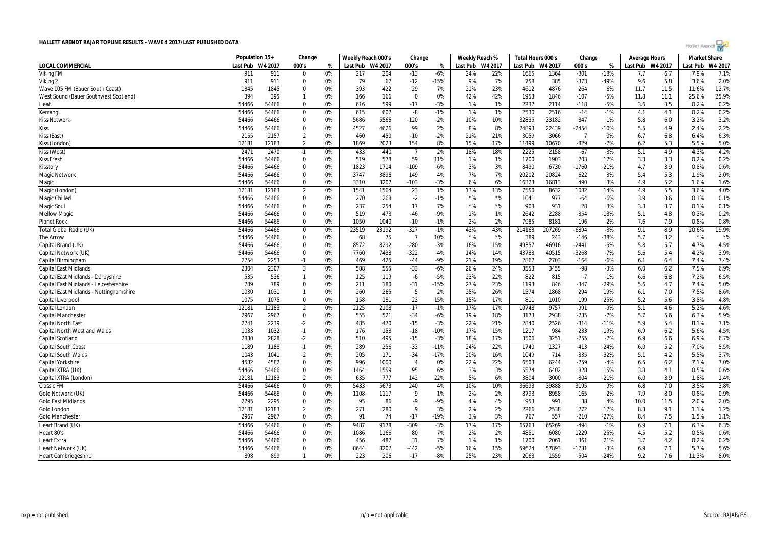# HALLETT ARENDT RAJAR TOPLINE RESULTS - WAVE 4 2017/LAST PUBLISHED DATA

| LOCAL COMMERCIAL | Population 15+ | | Change | | Weekly Reach 000's | | Change | | Weekly Reach % | | Total Hours 000's | | Change | | Average Hours | | Market Share | |
|---|---|---|---|---|---|---|---|---|---|---|---|---|---|---|---|---|---|---|
| | Last Pub | W4 2017 | 000's | % | Last Pub | W4 2017 | 000's | % | Last Pub | W4 2017 | Last Pub | W4 2017 | 000's | % | Last Pub | W4 2017 | Last Pub | W4 2017 |
| Viking FM | 911 | 911 | 0 | 0% | 217 | 204 | -13 | -6% | 24% | 22% | 1665 | 1364 | -301 | -18% | 7.7 | 6.7 | 7.9% | 7.1% |
| Viking 2 | 911 | 911 | 0 | 0% | 79 | 67 | -12 | -15% | 9% | 7% | 758 | 385 | -373 | -49% | 9.6 | 5.8 | 3.6% | 2.0% |
| Wave 105 FM (Bauer South Coast) | 1845 | 1845 | 0 | 0% | 393 | 422 | 29 | 7% | 21% | 23% | 4612 | 4876 | 264 | 6% | 11.7 | 11.5 | 11.6% | 12.7% |
| West Sound (Bauer Southwest Scotland) | 394 | 395 | 1 | 0% | 166 | 166 | 0 | 0% | 42% | 42% | 1953 | 1846 | -107 | -5% | 11.8 | 11.1 | 25.6% | 25.9% |
| Heat | 54466 | 54466 | 0 | 0% | 616 | 599 | -17 | -3% | 1% | 1% | 2232 | 2114 | -118 | -5% | 3.6 | 3.5 | 0.2% | 0.2% |
| Kerrang! | 54466 | 54466 | 0 | 0% | 615 | 607 | -8 | -1% | 1% | 1% | 2530 | 2516 | -14 | -1% | 4.1 | 4.1 | 0.2% | 0.2% |
| Kiss Network | 54466 | 54466 | 0 | 0% | 5686 | 5566 | -120 | -2% | 10% | 10% | 32835 | 33182 | 347 | 1% | 5.8 | 6.0 | 3.2% | 3.2% |
| Kiss | 54466 | 54466 | 0 | 0% | 4527 | 4626 | 99 | 2% | 8% | 8% | 24893 | 22439 | -2454 | -10% | 5.5 | 4.9 | 2.4% | 2.2% |
| Kiss (East) | 2155 | 2157 | 2 | 0% | 460 | 450 | -10 | -2% | 21% | 21% | 3059 | 3066 | 7 | 0% | 6.7 | 6.8 | 6.4% | 6.3% |
| Kiss (London) | 12181 | 12183 | 2 | 0% | 1869 | 2023 | 154 | 8% | 15% | 17% | 11499 | 10670 | -829 | -7% | 6.2 | 5.3 | 5.5% | 5.0% |
| Kiss (West) | 2471 | 2470 | -1 | 0% | 433 | 440 | 7 | 2% | 18% | 18% | 2225 | 2158 | -67 | -3% | 5.1 | 4.9 | 4.3% | 4.2% |
| Kiss Fresh | 54466 | 54466 | 0 | 0% | 519 | 578 | 59 | 11% | 1% | 1% | 1700 | 1903 | 203 | 12% | 3.3 | 3.3 | 0.2% | 0.2% |
| Kisstory | 54466 | 54466 | 0 | 0% | 1823 | 1714 | -109 | -6% | 3% | 3% | 8490 | 6730 | -1760 | -21% | 4.7 | 3.9 | 0.8% | 0.6% |
| Magic Network | 54466 | 54466 | 0 | 0% | 3747 | 3896 | 149 | 4% | 7% | 7% | 20202 | 20824 | 622 | 3% | 5.4 | 5.3 | 1.9% | 2.0% |
| Magic | 54466 | 54466 | 0 | 0% | 3310 | 3207 | -103 | -3% | 6% | 6% | 16323 | 16813 | 490 | 3% | 4.9 | 5.2 | 1.6% | 1.6% |
| Magic (London) | 12181 | 12183 | 2 | 0% | 1541 | 1564 | 23 | 1% | 13% | 13% | 7550 | 8632 | 1082 | 14% | 4.9 | 5.5 | 3.6% | 4.0% |
| Magic Chilled | 54466 | 54466 | 0 | 0% | 270 | 268 | -2 | -1% | *% | *% | 1041 | 977 | -64 | -6% | 3.9 | 3.6 | 0.1% | 0.1% |
| Magic Soul | 54466 | 54466 | 0 | 0% | 237 | 254 | 17 | 7% | *% | *% | 903 | 931 | 28 | 3% | 3.8 | 3.7 | 0.1% | 0.1% |
| Mellow Magic | 54466 | 54466 | 0 | 0% | 519 | 473 | -46 | -9% | 1% | 1% | 2642 | 2288 | -354 | -13% | 5.1 | 4.8 | 0.3% | 0.2% |
| Planet Rock | 54466 | 54466 | 0 | 0% | 1050 | 1040 | -10 | -1% | 2% | 2% | 7985 | 8181 | 196 | 2% | 7.6 | 7.9 | 0.8% | 0.8% |
| Total Global Radio (UK) | 54466 | 54466 | 0 | 0% | 23519 | 23192 | -327 | -1% | 43% | 43% | 214163 | 207269 | -6894 | -3% | 9.1 | 8.9 | 20.6% | 19.9% |
| The Arrow | 54466 | 54466 | 0 | 0% | 68 | 75 | 7 | 10% | *% | *% | 389 | 243 | -146 | -38% | 5.7 | 3.2 | *% | *% |
| Capital Brand (UK) | 54466 | 54466 | 0 | 0% | 8572 | 8292 | -280 | -3% | 16% | 15% | 49357 | 46916 | -2441 | -5% | 5.8 | 5.7 | 4.7% | 4.5% |
| Capital Network (UK) | 54466 | 54466 | 0 | 0% | 7760 | 7438 | -322 | -4% | 14% | 14% | 43783 | 40515 | -3268 | -7% | 5.6 | 5.4 | 4.2% | 3.9% |
| Capital Birmingham | 2254 | 2253 | -1 | 0% | 469 | 425 | -44 | -9% | 21% | 19% | 2867 | 2703 | -164 | -6% | 6.1 | 6.4 | 7.4% | 7.4% |
| Capital East Midlands | 2304 | 2307 | 3 | 0% | 588 | 555 | -33 | -6% | 26% | 24% | 3553 | 3455 | -98 | -3% | 6.0 | 6.2 | 7.5% | 6.9% |
| Capital East Midlands - Derbyshire | 535 | 536 | 1 | 0% | 125 | 119 | -6 | -5% | 23% | 22% | 822 | 815 | -7 | -1% | 6.6 | 6.8 | 7.2% | 6.5% |
| Capital East Midlands - Leicestershire | 789 | 789 | 0 | 0% | 211 | 180 | -31 | -15% | 27% | 23% | 1193 | 846 | -347 | -29% | 5.6 | 4.7 | 7.4% | 5.0% |
| Capital East Midlands - Nottinghamshire | 1030 | 1031 | 1 | 0% | 260 | 265 | 5 | 2% | 25% | 26% | 1574 | 1868 | 294 | 19% | 6.1 | 7.0 | 7.5% | 8.6% |
| Capital Liverpool | 1075 | 1075 | 0 | 0% | 158 | 181 | 23 | 15% | 15% | 17% | 811 | 1010 | 199 | 25% | 5.2 | 5.6 | 3.8% | 4.8% |
| Capital London | 12181 | 12183 | 2 | 0% | 2125 | 2108 | -17 | -1% | 17% | 17% | 10748 | 9757 | -991 | -9% | 5.1 | 4.6 | 5.2% | 4.6% |
| Capital Manchester | 2967 | 2967 | 0 | 0% | 555 | 521 | -34 | -6% | 19% | 18% | 3173 | 2938 | -235 | -7% | 5.7 | 5.6 | 6.3% | 5.9% |
| Capital North East | 2241 | 2239 | -2 | 0% | 485 | 470 | -15 | -3% | 22% | 21% | 2840 | 2526 | -314 | -11% | 5.9 | 5.4 | 8.1% | 7.1% |
| Capital North West and Wales | 1033 | 1032 | -1 | 0% | 176 | 158 | -18 | -10% | 17% | 15% | 1217 | 984 | -233 | -19% | 6.9 | 6.2 | 5.6% | 4.5% |
| Capital Scotland | 2830 | 2828 | -2 | 0% | 510 | 495 | -15 | -3% | 18% | 17% | 3506 | 3251 | -255 | -7% | 6.9 | 6.6 | 6.9% | 6.7% |
| Capital South Coast | 1189 | 1188 | -1 | 0% | 289 | 256 | -33 | -11% | 24% | 22% | 1740 | 1327 | -413 | -24% | 6.0 | 5.2 | 7.0% | 5.5% |
| Capital South Wales | 1043 | 1041 | -2 | 0% | 205 | 171 | -34 | -17% | 20% | 16% | 1049 | 714 | -335 | -32% | 5.1 | 4.2 | 5.5% | 3.7% |
| Capital Yorkshire | 4582 | 4582 | 0 | 0% | 996 | 1000 | 4 | 0% | 22% | 22% | 6503 | 6244 | -259 | -4% | 6.5 | 6.2 | 7.1% | 7.0% |
| Capital XTRA (UK) | 54466 | 54466 | 0 | 0% | 1464 | 1559 | 95 | 6% | 3% | 3% | 5574 | 6402 | 828 | 15% | 3.8 | 4.1 | 0.5% | 0.6% |
| Capital XTRA (London) | 12181 | 12183 | 2 | 0% | 635 | 777 | 142 | 22% | 5% | 6% | 3804 | 3000 | -804 | -21% | 6.0 | 3.9 | 1.8% | 1.4% |
| Classic FM | 54466 | 54466 | 0 | 0% | 5433 | 5673 | 240 | 4% | 10% | 10% | 36693 | 39888 | 3195 | 9% | 6.8 | 7.0 | 3.5% | 3.8% |
| Gold Network (UK) | 54466 | 54466 | 0 | 0% | 1108 | 1117 | 9 | 1% | 2% | 2% | 8793 | 8958 | 165 | 2% | 7.9 | 8.0 | 0.8% | 0.9% |
| Gold East Midlands | 2295 | 2295 | 0 | 0% | 95 | 86 | -9 | -9% | 4% | 4% | 953 | 991 | 38 | 4% | 10.0 | 11.5 | 2.0% | 2.0% |
| Gold London | 12181 | 12183 | 2 | 0% | 271 | 280 | 9 | 3% | 2% | 2% | 2266 | 2538 | 272 | 12% | 8.3 | 9.1 | 1.1% | 1.2% |
| Gold Manchester | 2967 | 2967 | 0 | 0% | 91 | 74 | -17 | -19% | 3% | 3% | 767 | 557 | -210 | -27% | 8.4 | 7.5 | 1.5% | 1.1% |
| Heart Brand (UK) | 54466 | 54466 | 0 | 0% | 9487 | 9178 | -309 | -3% | 17% | 17% | 65763 | 65269 | -494 | -1% | 6.9 | 7.1 | 6.3% | 6.3% |
| Heart 80's | 54466 | 54466 | 0 | 0% | 1086 | 1166 | 80 | 7% | 2% | 2% | 4851 | 6080 | 1229 | 25% | 4.5 | 5.2 | 0.5% | 0.6% |
| Heart Extra | 54466 | 54466 | 0 | 0% | 456 | 487 | 31 | 7% | 1% | 1% | 1700 | 2061 | 361 | 21% | 3.7 | 4.2 | 0.2% | 0.2% |
| Heart Network (UK) | 54466 | 54466 | 0 | 0% | 8644 | 8202 | -442 | -5% | 16% | 15% | 59624 | 57893 | -1731 | -3% | 6.9 | 7.1 | 5.7% | 5.6% |
| Heart Cambridgeshire | 898 | 899 | 1 | 0% | 223 | 206 | -17 | -8% | 25% | 23% | 2063 | 1559 | -504 | -24% | 9.2 | 7.6 | 11.3% | 8.0% |

n/p = not published    n/a = not applicable    Source: RAJAR/RSL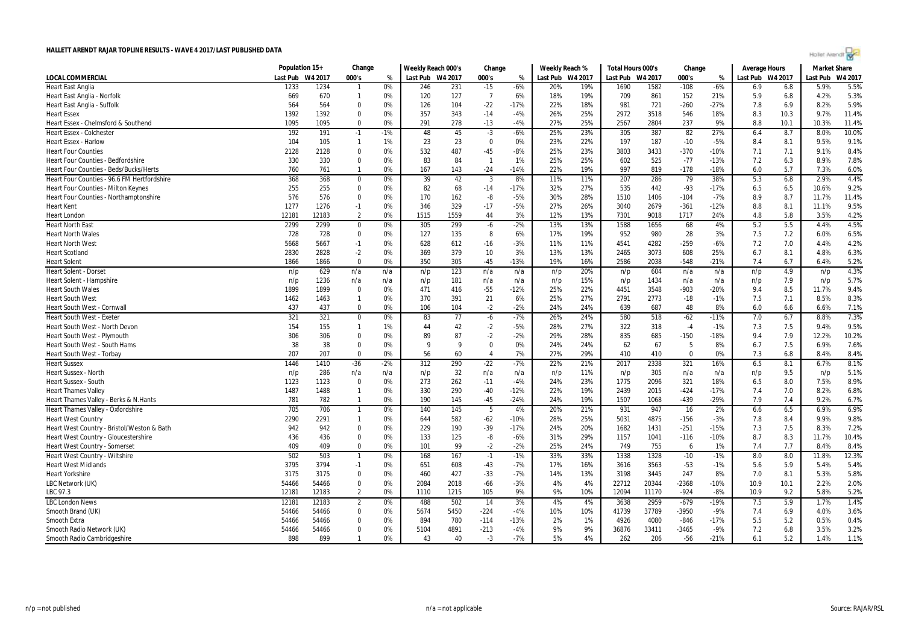# HALLETT ARENDT RAJAR TOPLINE RESULTS - WAVE 4 2017/LAST PUBLISHED DATA

| | Population 15+ | | Change | | Weekly Reach 000's | | Change | | Weekly Reach % | | Total Hours 000's | | Change | | Average Hours | | Market Share | |
|---|---|---|---|---|---|---|---|---|---|---|---|---|---|---|---|---|---|---|
| LOCAL COMMERCIAL | Last Pub | W4 2017 | 000's | % | Last Pub | W4 2017 | 000's | % | Last Pub | W4 2017 | Last Pub | W4 2017 | 000's | % | Last Pub | W4 2017 | Last Pub | W4 2017 |
| Heart East Anglia | 1233 | 1234 | 1 | 0% | 246 | 231 | -15 | -6% | 20% | 19% | 1690 | 1582 | -108 | -6% | 6.9 | 6.8 | 5.9% | 5.5% |
| Heart East Anglia - Norfolk | 669 | 670 | 1 | 0% | 120 | 127 | 7 | 6% | 18% | 19% | 709 | 861 | 152 | 21% | 5.9 | 6.8 | 4.2% | 5.3% |
| Heart East Anglia - Suffolk | 564 | 564 | 0 | 0% | 126 | 104 | -22 | -17% | 22% | 18% | 981 | 721 | -260 | -27% | 7.8 | 6.9 | 8.2% | 5.9% |
| Heart Essex | 1392 | 1392 | 0 | 0% | 357 | 343 | -14 | -4% | 26% | 25% | 2972 | 3518 | 546 | 18% | 8.3 | 10.3 | 9.7% | 11.4% |
| Heart Essex - Chelmsford & Southend | 1095 | 1095 | 0 | 0% | 291 | 278 | -13 | -4% | 27% | 25% | 2567 | 2804 | 237 | 9% | 8.8 | 10.1 | 10.3% | 11.4% |
| Heart Essex - Colchester | 192 | 191 | -1 | -1% | 48 | 45 | -3 | -6% | 25% | 23% | 305 | 387 | 82 | 27% | 6.4 | 8.7 | 8.0% | 10.0% |
| Heart Essex - Harlow | 104 | 105 | 1 | 1% | 23 | 23 | 0 | 0% | 23% | 22% | 197 | 187 | -10 | -5% | 8.4 | 8.1 | 9.5% | 9.1% |
| Heart Four Counties | 2128 | 2128 | 0 | 0% | 532 | 487 | -45 | -8% | 25% | 23% | 3803 | 3433 | -370 | -10% | 7.1 | 7.1 | 9.1% | 8.4% |
| Heart Four Counties - Bedfordshire | 330 | 330 | 0 | 0% | 83 | 84 | 1 | 1% | 25% | 25% | 602 | 525 | -77 | -13% | 7.2 | 6.3 | 8.9% | 7.8% |
| Heart Four Counties - Beds/Bucks/Herts | 760 | 761 | 1 | 0% | 167 | 143 | -24 | -14% | 22% | 19% | 997 | 819 | -178 | -18% | 6.0 | 5.7 | 7.3% | 6.0% |
| Heart Four Counties - 96.6 FM Hertfordshire | 368 | 368 | 0 | 0% | 39 | 42 | 3 | 8% | 11% | 11% | 207 | 286 | 79 | 38% | 5.3 | 6.8 | 2.9% | 4.4% |
| Heart Four Counties - Milton Keynes | 255 | 255 | 0 | 0% | 82 | 68 | -14 | -17% | 32% | 27% | 535 | 442 | -93 | -17% | 6.5 | 6.5 | 10.6% | 9.2% |
| Heart Four Counties - Northamptonshire | 576 | 576 | 0 | 0% | 170 | 162 | -8 | -5% | 30% | 28% | 1510 | 1406 | -104 | -7% | 8.9 | 8.7 | 11.7% | 11.4% |
| Heart Kent | 1277 | 1276 | -1 | 0% | 346 | 329 | -17 | -5% | 27% | 26% | 3040 | 2679 | -361 | -12% | 8.8 | 8.1 | 11.1% | 9.5% |
| Heart London | 12181 | 12183 | 2 | 0% | 1515 | 1559 | 44 | 3% | 12% | 13% | 7301 | 9018 | 1717 | 24% | 4.8 | 5.8 | 3.5% | 4.2% |
| Heart North East | 2299 | 2299 | 0 | 0% | 305 | 299 | -6 | -2% | 13% | 13% | 1588 | 1656 | 68 | 4% | 5.2 | 5.5 | 4.4% | 4.5% |
| Heart North Wales | 728 | 728 | 0 | 0% | 127 | 135 | 8 | 6% | 17% | 19% | 952 | 980 | 28 | 3% | 7.5 | 7.2 | 6.0% | 6.5% |
| Heart North West | 5668 | 5667 | -1 | 0% | 628 | 612 | -16 | -3% | 11% | 11% | 4541 | 4282 | -259 | -6% | 7.2 | 7.0 | 4.4% | 4.2% |
| Heart Scotland | 2830 | 2828 | -2 | 0% | 369 | 379 | 10 | 3% | 13% | 13% | 2465 | 3073 | 608 | 25% | 6.7 | 8.1 | 4.8% | 6.3% |
| Heart Solent | 1866 | 1866 | 0 | 0% | 350 | 305 | -45 | -13% | 19% | 16% | 2586 | 2038 | -548 | -21% | 7.4 | 6.7 | 6.4% | 5.2% |
| Heart Solent - Dorset | n/p | 629 | n/a | n/a | n/p | 123 | n/a | n/a | n/p | 20% | n/p | 604 | n/a | n/a | n/p | 4.9 | n/p | 4.3% |
| Heart Solent - Hampshire | n/p | 1236 | n/a | n/a | n/p | 181 | n/a | n/a | n/p | 15% | n/p | 1434 | n/a | n/a | n/p | 7.9 | n/p | 5.7% |
| Heart South Wales | 1899 | 1899 | 0 | 0% | 471 | 416 | -55 | -12% | 25% | 22% | 4451 | 3548 | -903 | -20% | 9.4 | 8.5 | 11.7% | 9.4% |
| Heart South West | 1462 | 1463 | 1 | 0% | 370 | 391 | 21 | 6% | 25% | 27% | 2791 | 2773 | -18 | -1% | 7.5 | 7.1 | 8.5% | 8.3% |
| Heart South West - Cornwall | 437 | 437 | 0 | 0% | 106 | 104 | -2 | -2% | 24% | 24% | 639 | 687 | 48 | 8% | 6.0 | 6.6 | 6.6% | 7.1% |
| Heart South West - Exeter | 321 | 321 | 0 | 0% | 83 | 77 | -6 | -7% | 26% | 24% | 580 | 518 | -62 | -11% | 7.0 | 6.7 | 8.8% | 7.3% |
| Heart South West - North Devon | 154 | 155 | 1 | 1% | 44 | 42 | -2 | -5% | 28% | 27% | 322 | 318 | -4 | -1% | 7.3 | 7.5 | 9.4% | 9.5% |
| Heart South West - Plymouth | 306 | 306 | 0 | 0% | 89 | 87 | -2 | -2% | 29% | 28% | 835 | 685 | -150 | -18% | 9.4 | 7.9 | 12.2% | 10.2% |
| Heart South West - South Hams | 38 | 38 | 0 | 0% | 9 | 9 | 0 | 0% | 24% | 24% | 62 | 67 | 5 | 8% | 6.7 | 7.5 | 6.9% | 7.6% |
| Heart South West - Torbay | 207 | 207 | 0 | 0% | 56 | 60 | 4 | 7% | 27% | 29% | 410 | 410 | 0 | 0% | 7.3 | 6.8 | 8.4% | 8.4% |
| Heart Sussex | 1446 | 1410 | -36 | -2% | 312 | 290 | -22 | -7% | 22% | 21% | 2017 | 2338 | 321 | 16% | 6.5 | 8.1 | 6.7% | 8.1% |
| Heart Sussex - North | n/p | 286 | n/a | n/a | n/p | 32 | n/a | n/a | n/p | 11% | n/p | 305 | n/a | n/a | n/p | 9.5 | n/p | 5.1% |
| Heart Sussex - South | 1123 | 1123 | 0 | 0% | 273 | 262 | -11 | -4% | 24% | 23% | 1775 | 2096 | 321 | 18% | 6.5 | 8.0 | 7.5% | 8.9% |
| Heart Thames Valley | 1487 | 1488 | 1 | 0% | 330 | 290 | -40 | -12% | 22% | 19% | 2439 | 2015 | -424 | -17% | 7.4 | 7.0 | 8.2% | 6.8% |
| Heart Thames Valley - Berks & N.Hants | 781 | 782 | 1 | 0% | 190 | 145 | -45 | -24% | 24% | 19% | 1507 | 1068 | -439 | -29% | 7.9 | 7.4 | 9.2% | 6.7% |
| Heart Thames Valley - Oxfordshire | 705 | 706 | 1 | 0% | 140 | 145 | 5 | 4% | 20% | 21% | 931 | 947 | 16 | 2% | 6.6 | 6.5 | 6.9% | 6.9% |
| Heart West Country | 2290 | 2291 | 1 | 0% | 644 | 582 | -62 | -10% | 28% | 25% | 5031 | 4875 | -156 | -3% | 7.8 | 8.4 | 9.9% | 9.8% |
| Heart West Country - Bristol/Weston & Bath | 942 | 942 | 0 | 0% | 229 | 190 | -39 | -17% | 24% | 20% | 1682 | 1431 | -251 | -15% | 7.3 | 7.5 | 8.3% | 7.2% |
| Heart West Country - Gloucestershire | 436 | 436 | 0 | 0% | 133 | 125 | -8 | -6% | 31% | 29% | 1157 | 1041 | -116 | -10% | 8.7 | 8.3 | 11.7% | 10.4% |
| Heart West Country - Somerset | 409 | 409 | 0 | 0% | 101 | 99 | -2 | -2% | 25% | 24% | 749 | 755 | 6 | 1% | 7.4 | 7.7 | 8.4% | 8.4% |
| Heart West Country - Wiltshire | 502 | 503 | 1 | 0% | 168 | 167 | -1 | -1% | 33% | 33% | 1338 | 1328 | -10 | -1% | 8.0 | 8.0 | 11.8% | 12.3% |
| Heart West Midlands | 3795 | 3794 | -1 | 0% | 651 | 608 | -43 | -7% | 17% | 16% | 3616 | 3563 | -53 | -1% | 5.6 | 5.9 | 5.4% | 5.4% |
| Heart Yorkshire | 3175 | 3175 | 0 | 0% | 460 | 427 | -33 | -7% | 14% | 13% | 3198 | 3445 | 247 | 8% | 7.0 | 8.1 | 5.3% | 5.8% |
| LBC Network (UK) | 54466 | 54466 | 0 | 0% | 2084 | 2018 | -66 | -3% | 4% | 4% | 22712 | 20344 | -2368 | -10% | 10.9 | 10.1 | 2.2% | 2.0% |
| LBC 97.3 | 12181 | 12183 | 2 | 0% | 1110 | 1215 | 105 | 9% | 9% | 10% | 12094 | 11170 | -924 | -8% | 10.9 | 9.2 | 5.8% | 5.2% |
| LBC London News | 12181 | 12183 | 2 | 0% | 488 | 502 | 14 | 3% | 4% | 4% | 3638 | 2959 | -679 | -19% | 7.5 | 5.9 | 1.7% | 1.4% |
| Smooth Brand (UK) | 54466 | 54466 | 0 | 0% | 5674 | 5450 | -224 | -4% | 10% | 10% | 41739 | 37789 | -3950 | -9% | 7.4 | 6.9 | 4.0% | 3.6% |
| Smooth Extra | 54466 | 54466 | 0 | 0% | 894 | 780 | -114 | -13% | 2% | 1% | 4926 | 4080 | -846 | -17% | 5.5 | 5.2 | 0.5% | 0.4% |
| Smooth Radio Network (UK) | 54466 | 54466 | 0 | 0% | 5104 | 4891 | -213 | -4% | 9% | 9% | 36876 | 33411 | -3465 | -9% | 7.2 | 6.8 | 3.5% | 3.2% |
| Smooth Radio Cambridgeshire | 898 | 899 | 1 | 0% | 43 | 40 | -3 | -7% | 5% | 4% | 262 | 206 | -56 | -21% | 6.1 | 5.2 | 1.4% | 1.1% |

n/p = not published | n/a = not applicable | Source: RAJAR/RSL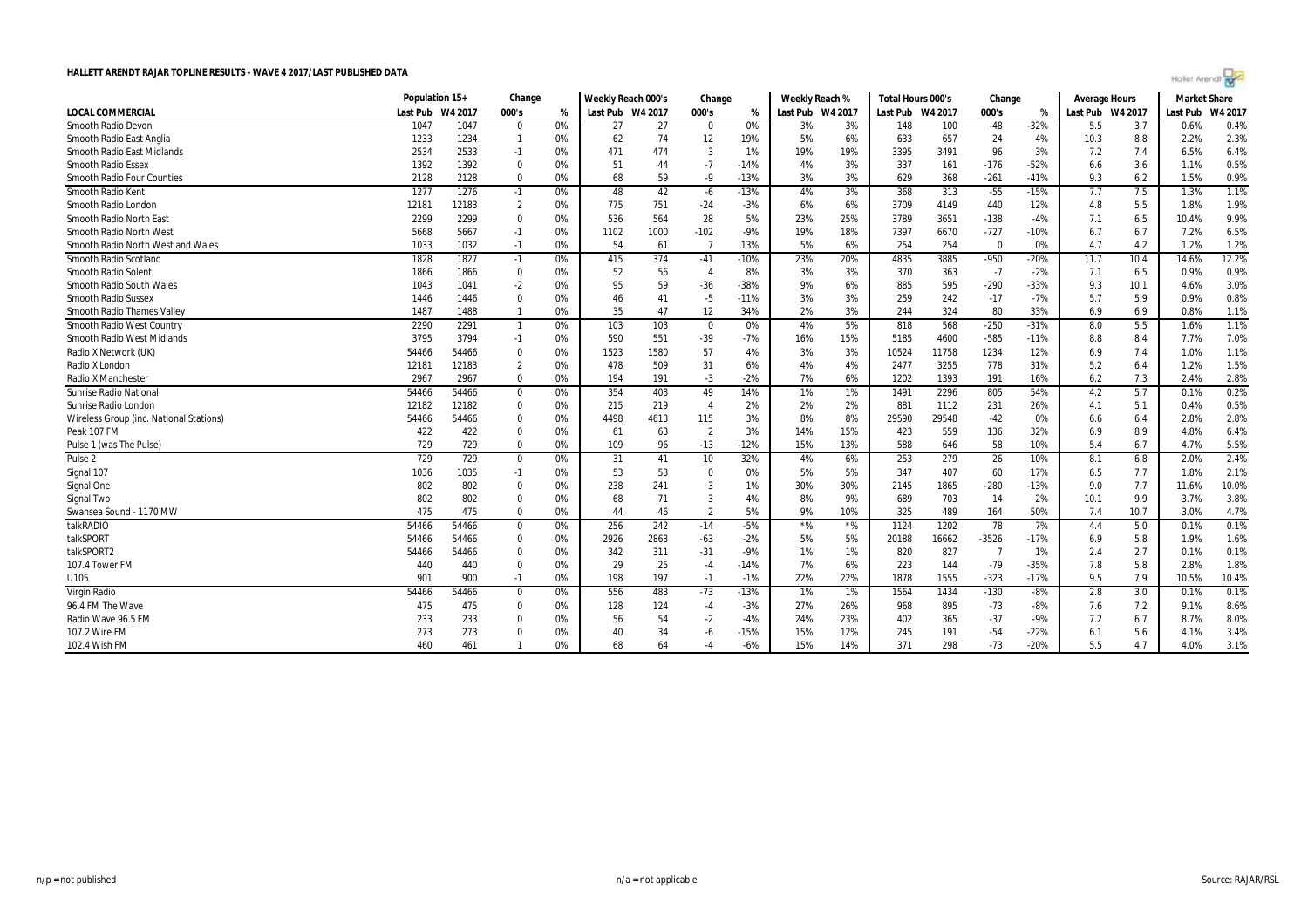# HALLETT ARENDT RAJAR TOPLINE RESULTS - WAVE 4 2017/LAST PUBLISHED DATA

| | Population 15+ | | Change | | Weekly Reach 000's | | Change | | Weekly Reach % | | Total Hours 000's | | Change | | Average Hours | | Market Share | |
|---|---|---|---|---|---|---|---|---|---|---|---|---|---|---|---|---|---|---|
| LOCAL COMMERCIAL | Last Pub | W4 2017 | 000's | % | Last Pub | W4 2017 | 000's | % | Last Pub | W4 2017 | Last Pub | W4 2017 | 000's | % | Last Pub | W4 2017 | Last Pub | W4 2017 |
| Smooth Radio Devon | 1047 | 1047 | 0 | 0% | 27 | 27 | 0 | 0% | 3% | 3% | 148 | 100 | -48 | -32% | 5.5 | 3.7 | 0.6% | 0.4% |
| Smooth Radio East Anglia | 1233 | 1234 | 1 | 0% | 62 | 74 | 12 | 19% | 5% | 6% | 633 | 657 | 24 | 4% | 10.3 | 8.8 | 2.2% | 2.3% |
| Smooth Radio East Midlands | 2534 | 2533 | -1 | 0% | 471 | 474 | 3 | 1% | 19% | 19% | 3395 | 3491 | 96 | 3% | 7.2 | 7.4 | 6.5% | 6.4% |
| Smooth Radio Essex | 1392 | 1392 | 0 | 0% | 51 | 44 | -7 | -14% | 4% | 3% | 337 | 161 | -176 | -52% | 6.6 | 3.6 | 1.1% | 0.5% |
| Smooth Radio Four Counties | 2128 | 2128 | 0 | 0% | 68 | 59 | -9 | -13% | 3% | 3% | 629 | 368 | -261 | -41% | 9.3 | 6.2 | 1.5% | 0.9% |
| Smooth Radio Kent | 1277 | 1276 | -1 | 0% | 48 | 42 | -6 | -13% | 4% | 3% | 368 | 313 | -55 | -15% | 7.7 | 7.5 | 1.3% | 1.1% |
| Smooth Radio London | 12181 | 12183 | 2 | 0% | 775 | 751 | -24 | -3% | 6% | 6% | 3709 | 4149 | 440 | 12% | 4.8 | 5.5 | 1.8% | 1.9% |
| Smooth Radio North East | 2299 | 2299 | 0 | 0% | 536 | 564 | 28 | 5% | 23% | 25% | 3789 | 3651 | -138 | -4% | 7.1 | 6.5 | 10.4% | 9.9% |
| Smooth Radio North West | 5668 | 5667 | -1 | 0% | 1102 | 1000 | -102 | -9% | 19% | 18% | 7397 | 6670 | -727 | -10% | 6.7 | 6.7 | 7.2% | 6.5% |
| Smooth Radio North West and Wales | 1033 | 1032 | -1 | 0% | 54 | 61 | 7 | 13% | 5% | 6% | 254 | 254 | 0 | 0% | 4.7 | 4.2 | 1.2% | 1.2% |
| Smooth Radio Scotland | 1828 | 1827 | -1 | 0% | 415 | 374 | -41 | -10% | 23% | 20% | 4835 | 3885 | -950 | -20% | 11.7 | 10.4 | 14.6% | 12.2% |
| Smooth Radio Solent | 1866 | 1866 | 0 | 0% | 52 | 56 | 4 | 8% | 3% | 3% | 370 | 363 | -7 | -2% | 7.1 | 6.5 | 0.9% | 0.9% |
| Smooth Radio South Wales | 1043 | 1041 | -2 | 0% | 95 | 59 | -36 | -38% | 9% | 6% | 885 | 595 | -290 | -33% | 9.3 | 10.1 | 4.6% | 3.0% |
| Smooth Radio Sussex | 1446 | 1446 | 0 | 0% | 46 | 41 | -5 | -11% | 3% | 3% | 259 | 242 | -17 | -7% | 5.7 | 5.9 | 0.9% | 0.8% |
| Smooth Radio Thames Valley | 1487 | 1488 | 1 | 0% | 35 | 47 | 12 | 34% | 2% | 3% | 244 | 324 | 80 | 33% | 6.9 | 6.9 | 0.8% | 1.1% |
| Smooth Radio West Country | 2290 | 2291 | 1 | 0% | 103 | 103 | 0 | 0% | 4% | 5% | 818 | 568 | -250 | -31% | 8.0 | 5.5 | 1.6% | 1.1% |
| Smooth Radio West Midlands | 3795 | 3794 | -1 | 0% | 590 | 551 | -39 | -7% | 16% | 15% | 5185 | 4600 | -585 | -11% | 8.8 | 8.4 | 7.7% | 7.0% |
| Radio X Network (UK) | 54466 | 54466 | 0 | 0% | 1523 | 1580 | 57 | 4% | 3% | 3% | 10524 | 11758 | 1234 | 12% | 6.9 | 7.4 | 1.0% | 1.1% |
| Radio X London | 12181 | 12183 | 2 | 0% | 478 | 509 | 31 | 6% | 4% | 4% | 2477 | 3255 | 778 | 31% | 5.2 | 6.4 | 1.2% | 1.5% |
| Radio X Manchester | 2967 | 2967 | 0 | 0% | 194 | 191 | -3 | -2% | 7% | 6% | 1202 | 1393 | 191 | 16% | 6.2 | 7.3 | 2.4% | 2.8% |
| Sunrise Radio National | 54466 | 54466 | 0 | 0% | 354 | 403 | 49 | 14% | 1% | 1% | 1491 | 2296 | 805 | 54% | 4.2 | 5.7 | 0.1% | 0.2% |
| Sunrise Radio London | 12182 | 12182 | 0 | 0% | 215 | 219 | 4 | 2% | 2% | 2% | 881 | 1112 | 231 | 26% | 4.1 | 5.1 | 0.4% | 0.5% |
| Wireless Group (inc. National Stations) | 54466 | 54466 | 0 | 0% | 4498 | 4613 | 115 | 3% | 8% | 8% | 29590 | 29548 | -42 | 0% | 6.6 | 6.4 | 2.8% | 2.8% |
| Peak 107 FM | 422 | 422 | 0 | 0% | 61 | 63 | 2 | 3% | 14% | 15% | 423 | 559 | 136 | 32% | 6.9 | 8.9 | 4.8% | 6.4% |
| Pulse 1 (was The Pulse) | 729 | 729 | 0 | 0% | 109 | 96 | -13 | -12% | 15% | 13% | 588 | 646 | 58 | 10% | 5.4 | 6.7 | 4.7% | 5.5% |
| Pulse 2 | 729 | 729 | 0 | 0% | 31 | 41 | 10 | 32% | 4% | 6% | 253 | 279 | 26 | 10% | 8.1 | 6.8 | 2.0% | 2.4% |
| Signal 107 | 1036 | 1035 | -1 | 0% | 53 | 53 | 0 | 0% | 5% | 5% | 347 | 407 | 60 | 17% | 6.5 | 7.7 | 1.8% | 2.1% |
| Signal One | 802 | 802 | 0 | 0% | 238 | 241 | 3 | 1% | 30% | 30% | 2145 | 1865 | -280 | -13% | 9.0 | 7.7 | 11.6% | 10.0% |
| Signal Two | 802 | 802 | 0 | 0% | 68 | 71 | 3 | 4% | 8% | 9% | 689 | 703 | 14 | 2% | 10.1 | 9.9 | 3.7% | 3.8% |
| Swansea Sound - 1170 MW | 475 | 475 | 0 | 0% | 44 | 46 | 2 | 5% | 9% | 10% | 325 | 489 | 164 | 50% | 7.4 | 10.7 | 3.0% | 4.7% |
| talkRADIO | 54466 | 54466 | 0 | 0% | 256 | 242 | -14 | -5% | *% | *% | 1124 | 1202 | 78 | 7% | 4.4 | 5.0 | 0.1% | 0.1% |
| talkSPORT | 54466 | 54466 | 0 | 0% | 2926 | 2863 | -63 | -2% | 5% | 5% | 20188 | 16662 | -3526 | -17% | 6.9 | 5.8 | 1.9% | 1.6% |
| talkSPORT2 | 54466 | 54466 | 0 | 0% | 342 | 311 | -31 | -9% | 1% | 1% | 820 | 827 | 7 | 1% | 2.4 | 2.7 | 0.1% | 0.1% |
| 107.4 Tower FM | 440 | 440 | 0 | 0% | 29 | 25 | -4 | -14% | 7% | 6% | 223 | 144 | -79 | -35% | 7.8 | 5.8 | 2.8% | 1.8% |
| U105 | 901 | 900 | -1 | 0% | 198 | 197 | -1 | -1% | 22% | 22% | 1878 | 1555 | -323 | -17% | 9.5 | 7.9 | 10.5% | 10.4% |
| Virgin Radio | 54466 | 54466 | 0 | 0% | 556 | 483 | -73 | -13% | 1% | 1% | 1564 | 1434 | -130 | -8% | 2.8 | 3.0 | 0.1% | 0.1% |
| 96.4 FM The Wave | 475 | 475 | 0 | 0% | 128 | 124 | -4 | -3% | 27% | 26% | 968 | 895 | -73 | -8% | 7.6 | 7.2 | 9.1% | 8.6% |
| Radio Wave 96.5 FM | 233 | 233 | 0 | 0% | 56 | 54 | -2 | -4% | 24% | 23% | 402 | 365 | -37 | -9% | 7.2 | 6.7 | 8.7% | 8.0% |
| 107.2 Wire FM | 273 | 273 | 0 | 0% | 40 | 34 | -6 | -15% | 15% | 12% | 245 | 191 | -54 | -22% | 6.1 | 5.6 | 4.1% | 3.4% |
| 102.4 Wish FM | 460 | 461 | 1 | 0% | 68 | 64 | -4 | -6% | 15% | 14% | 371 | 298 | -73 | -20% | 5.5 | 4.7 | 4.0% | 3.1% |

n/p = not published

n/a = not applicable

Source: RAJAR/RSL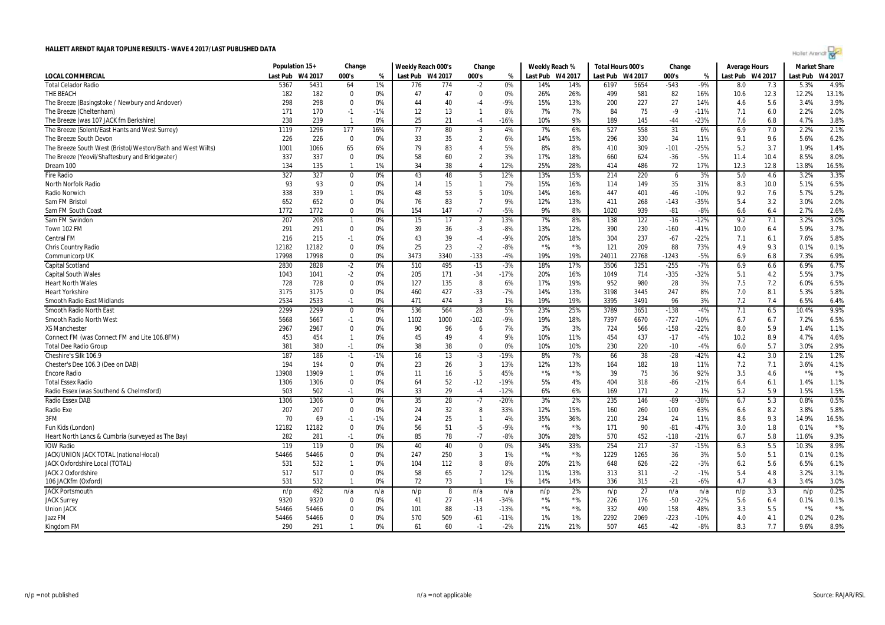# HALLETT ARENDT RAJAR TOPLINE RESULTS - WAVE 4 2017/LAST PUBLISHED DATA

| LOCAL COMMERCIAL | Population 15+ | | Change | | Weekly Reach 000's | | Change | | Weekly Reach % | | Total Hours 000's | | Change | | Average Hours | | Market Share | |
|---|---|---|---|---|---|---|---|---|---|---|---|---|---|---|---|---|---|---|
| | Last Pub | W4 2017 | 000's | % | Last Pub | W4 2017 | 000's | % | Last Pub | W4 2017 | Last Pub | W4 2017 | 000's | % | Last Pub | W4 2017 | Last Pub | W4 2017 |
| Total Celador Radio | 5367 | 5431 | 64 | 1% | 776 | 774 | -2 | 0% | 14% | 14% | 6197 | 5654 | -543 | -9% | 8.0 | 7.3 | 5.3% | 4.9% |
| THE BEACH | 182 | 182 | 0 | 0% | 47 | 47 | 0 | 0% | 26% | 26% | 499 | 581 | 82 | 16% | 10.6 | 12.3 | 12.2% | 13.1% |
| The Breeze (Basingstoke / Newbury and Andover) | 298 | 298 | 0 | 0% | 44 | 40 | -4 | -9% | 15% | 13% | 200 | 227 | 27 | 14% | 4.6 | 5.6 | 3.4% | 3.9% |
| The Breeze (Cheltenham) | 171 | 170 | -1 | -1% | 12 | 13 | 1 | 8% | 7% | 7% | 84 | 75 | -9 | -11% | 7.1 | 6.0 | 2.2% | 2.0% |
| The Breeze (was 107 JACK fm Berkshire) | 238 | 239 | 1 | 0% | 25 | 21 | -4 | -16% | 10% | 9% | 189 | 145 | -44 | -23% | 7.6 | 6.8 | 4.7% | 3.8% |
| The Breeze (Solent/East Hants and West Surrey) | 1119 | 1296 | 177 | 16% | 77 | 80 | 3 | 4% | 7% | 6% | 527 | 558 | 31 | 6% | 6.9 | 7.0 | 2.2% | 2.1% |
| The Breeze South Devon | 226 | 226 | 0 | 0% | 33 | 35 | 2 | 6% | 14% | 15% | 296 | 330 | 34 | 11% | 9.1 | 9.6 | 5.6% | 6.2% |
| The Breeze South West (Bristol/Weston/Bath and West Wilts) | 1001 | 1066 | 65 | 6% | 79 | 83 | 4 | 5% | 8% | 8% | 410 | 309 | -101 | -25% | 5.2 | 3.7 | 1.9% | 1.4% |
| The Breeze (Yeovil/Shaftesbury and Bridgwater) | 337 | 337 | 0 | 0% | 58 | 60 | 2 | 3% | 17% | 18% | 660 | 624 | -36 | -5% | 11.4 | 10.4 | 8.5% | 8.0% |
| Dream 100 | 134 | 135 | 1 | 1% | 34 | 38 | 4 | 12% | 25% | 28% | 414 | 486 | 72 | 17% | 12.3 | 12.8 | 13.8% | 16.5% |
| Fire Radio | 327 | 327 | 0 | 0% | 43 | 48 | 5 | 12% | 13% | 15% | 214 | 220 | 6 | 3% | 5.0 | 4.6 | 3.2% | 3.3% |
| North Norfolk Radio | 93 | 93 | 0 | 0% | 14 | 15 | 1 | 7% | 15% | 16% | 114 | 149 | 35 | 31% | 8.3 | 10.0 | 5.1% | 6.5% |
| Radio Norwich | 338 | 339 | 1 | 0% | 48 | 53 | 5 | 10% | 14% | 16% | 447 | 401 | -46 | -10% | 9.2 | 7.6 | 5.7% | 5.2% |
| Sam FM Bristol | 652 | 652 | 0 | 0% | 76 | 83 | 7 | 9% | 12% | 13% | 411 | 268 | -143 | -35% | 5.4 | 3.2 | 3.0% | 2.0% |
| Sam FM South Coast | 1772 | 1772 | 0 | 0% | 154 | 147 | -7 | -5% | 9% | 8% | 1020 | 939 | -81 | -8% | 6.6 | 6.4 | 2.7% | 2.6% |
| Sam FM Swindon | 207 | 208 | 1 | 0% | 15 | 17 | 2 | 13% | 7% | 8% | 138 | 122 | -16 | -12% | 9.2 | 7.1 | 3.2% | 3.0% |
| Town 102 FM | 291 | 291 | 0 | 0% | 39 | 36 | -3 | -8% | 13% | 12% | 390 | 230 | -160 | -41% | 10.0 | 6.4 | 5.9% | 3.7% |
| Central FM | 216 | 215 | -1 | 0% | 43 | 39 | -4 | -9% | 20% | 18% | 304 | 237 | -67 | -22% | 7.1 | 6.1 | 7.6% | 5.8% |
| Chris Country Radio | 12182 | 12182 | 0 | 0% | 25 | 23 | -2 | -8% | *% | *% | 121 | 209 | 88 | 73% | 4.9 | 9.3 | 0.1% | 0.1% |
| Communicorp UK | 17998 | 17998 | 0 | 0% | 3473 | 3340 | -133 | -4% | 19% | 19% | 24011 | 22768 | -1243 | -5% | 6.9 | 6.8 | 7.3% | 6.9% |
| Capital Scotland | 2830 | 2828 | -2 | 0% | 510 | 495 | -15 | -3% | 18% | 17% | 3506 | 3251 | -255 | -7% | 6.9 | 6.6 | 6.9% | 6.7% |
| Capital South Wales | 1043 | 1041 | -2 | 0% | 205 | 171 | -34 | -17% | 20% | 16% | 1049 | 714 | -335 | -32% | 5.1 | 4.2 | 5.5% | 3.7% |
| Heart North Wales | 728 | 728 | 0 | 0% | 127 | 135 | 8 | 6% | 17% | 19% | 952 | 980 | 28 | 3% | 7.5 | 7.2 | 6.0% | 6.5% |
| Heart Yorkshire | 3175 | 3175 | 0 | 0% | 460 | 427 | -33 | -7% | 14% | 13% | 3198 | 3445 | 247 | 8% | 7.0 | 8.1 | 5.3% | 5.8% |
| Smooth Radio East Midlands | 2534 | 2533 | -1 | 0% | 471 | 474 | 3 | 1% | 19% | 19% | 3395 | 3491 | 96 | 3% | 7.2 | 7.4 | 6.5% | 6.4% |
| Smooth Radio North East | 2299 | 2299 | 0 | 0% | 536 | 564 | 28 | 5% | 23% | 25% | 3789 | 3651 | -138 | -4% | 7.1 | 6.5 | 10.4% | 9.9% |
| Smooth Radio North West | 5668 | 5667 | -1 | 0% | 1102 | 1000 | -102 | -9% | 19% | 18% | 7397 | 6670 | -727 | -10% | 6.7 | 6.7 | 7.2% | 6.5% |
| XS Manchester | 2967 | 2967 | 0 | 0% | 90 | 96 | 6 | 7% | 3% | 3% | 724 | 566 | -158 | -22% | 8.0 | 5.9 | 1.4% | 1.1% |
| Connect FM (was Connect FM and Lite 106.8FM) | 453 | 454 | 1 | 0% | 45 | 49 | 4 | 9% | 10% | 11% | 454 | 437 | -17 | -4% | 10.2 | 8.9 | 4.7% | 4.6% |
| Total Dee Radio Group | 381 | 380 | -1 | 0% | 38 | 38 | 0 | 0% | 10% | 10% | 230 | 220 | -10 | -4% | 6.0 | 5.7 | 3.0% | 2.9% |
| Cheshire's Silk 106.9 | 187 | 186 | -1 | -1% | 16 | 13 | -3 | -19% | 8% | 7% | 66 | 38 | -28 | -42% | 4.2 | 3.0 | 2.1% | 1.2% |
| Chester's Dee 106.3 (Dee on DAB) | 194 | 194 | 0 | 0% | 23 | 26 | 3 | 13% | 12% | 13% | 164 | 182 | 18 | 11% | 7.2 | 7.1 | 3.6% | 4.1% |
| Encore Radio | 13908 | 13909 | 1 | 0% | 11 | 16 | 5 | 45% | *% | *% | 39 | 75 | 36 | 92% | 3.5 | 4.6 | *% | *% |
| Total Essex Radio | 1306 | 1306 | 0 | 0% | 64 | 52 | -12 | -19% | 5% | 4% | 404 | 318 | -86 | -21% | 6.4 | 6.1 | 1.4% | 1.1% |
| Radio Essex (was Southend & Chelmsford) | 503 | 502 | -1 | 0% | 33 | 29 | -4 | -12% | 6% | 6% | 169 | 171 | 2 | 1% | 5.2 | 5.9 | 1.5% | 1.5% |
| Radio Essex DAB | 1306 | 1306 | 0 | 0% | 35 | 28 | -7 | -20% | 3% | 2% | 235 | 146 | -89 | -38% | 6.7 | 5.3 | 0.8% | 0.5% |
| Radio Exe | 207 | 207 | 0 | 0% | 24 | 32 | 8 | 33% | 12% | 15% | 160 | 260 | 100 | 63% | 6.6 | 8.2 | 3.8% | 5.8% |
| 3FM | 70 | 69 | -1 | -1% | 24 | 25 | 1 | 4% | 35% | 36% | 210 | 234 | 24 | 11% | 8.6 | 9.3 | 14.9% | 16.5% |
| Fun Kids (London) | 12182 | 12182 | 0 | 0% | 56 | 51 | -5 | -9% | *% | *% | 171 | 90 | -81 | -47% | 3.0 | 1.8 | 0.1% | *% |
| Heart North Lancs & Cumbria (surveyed as The Bay) | 282 | 281 | -1 | 0% | 85 | 78 | -7 | -8% | 30% | 28% | 570 | 452 | -118 | -21% | 6.7 | 5.8 | 11.6% | 9.3% |
| IOW Radio | 119 | 119 | 0 | 0% | 40 | 40 | 0 | 0% | 34% | 33% | 254 | 217 | -37 | -15% | 6.3 | 5.5 | 10.3% | 8.9% |
| JACK/UNION JACK TOTAL (national+local) | 54466 | 54466 | 0 | 0% | 247 | 250 | 3 | 1% | *% | *% | 1229 | 1265 | 36 | 3% | 5.0 | 5.1 | 0.1% | 0.1% |
| JACK Oxfordshire Local (TOTAL) | 531 | 532 | 1 | 0% | 104 | 112 | 8 | 8% | 20% | 21% | 648 | 626 | -22 | -3% | 6.2 | 5.6 | 6.5% | 6.1% |
| JACK 2 Oxfordshire | 517 | 517 | 0 | 0% | 58 | 65 | 7 | 12% | 11% | 13% | 313 | 311 | -2 | -1% | 5.4 | 4.8 | 3.2% | 3.1% |
| 106 JACKfm (Oxford) | 531 | 532 | 1 | 0% | 72 | 73 | 1 | 1% | 14% | 14% | 336 | 315 | -21 | -6% | 4.7 | 4.3 | 3.4% | 3.0% |
| JACK Portsmouth | n/p | 492 | n/a | n/a | n/p | 8 | n/a | n/a | n/p | 2% | n/p | 27 | n/a | n/a | n/p | 3.3 | n/p | 0.2% |
| JACK Surrey | 9320 | 9320 | 0 | 0% | 41 | 27 | -14 | -34% | *% | *% | 226 | 176 | -50 | -22% | 5.6 | 6.4 | 0.1% | 0.1% |
| Union JACK | 54466 | 54466 | 0 | 0% | 101 | 88 | -13 | -13% | *% | *% | 332 | 490 | 158 | 48% | 3.3 | 5.5 | *% | *% |
| Jazz FM | 54466 | 54466 | 0 | 0% | 570 | 509 | -61 | -11% | 1% | 1% | 2292 | 2069 | -223 | -10% | 4.0 | 4.1 | 0.2% | 0.2% |
| Kingdom FM | 290 | 291 | 1 | 0% | 61 | 60 | -1 | -2% | 21% | 21% | 507 | 465 | -42 | -8% | 8.3 | 7.7 | 9.6% | 8.9% |

n/p = not published n/a = not applicable Source: RAJAR/RSL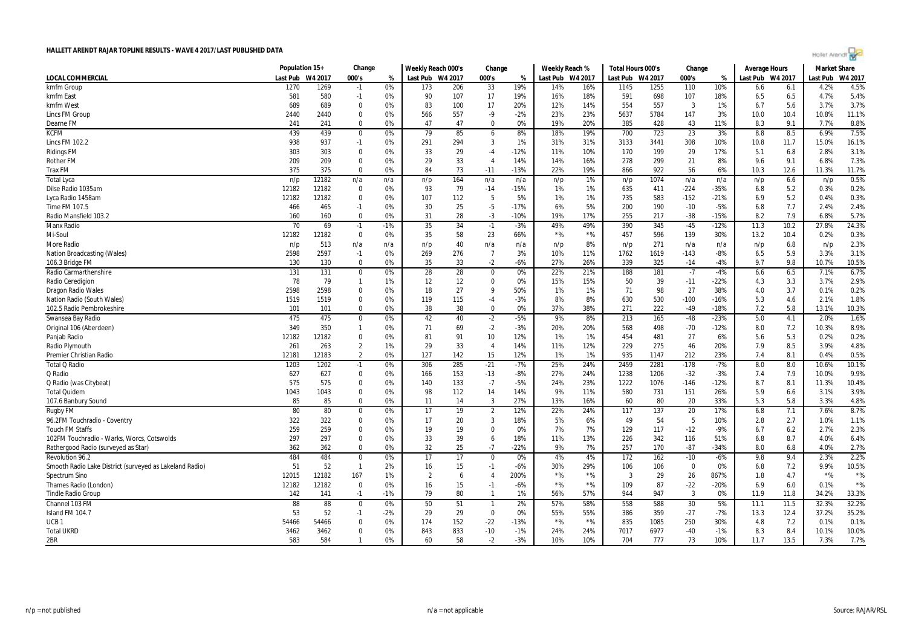**HALLETT ARENDT RAJAR TOPLINE RESULTS - WAVE 4 2017/LAST PUBLISHED DATA**

| | Population 15+ | | Change | | Weekly Reach 000's | | Change | | Weekly Reach % | | Total Hours 000's | | Change | | Average Hours | | Market Share | |
|---|---|---|---|---|---|---|---|---|---|---|---|---|---|---|---|---|---|---|
| **LOCAL COMMERCIAL** | Last Pub | W4 2017 | 000's | % | Last Pub | W4 2017 | 000's | % | Last Pub | W4 2017 | Last Pub | W4 2017 | 000's | % | Last Pub | W4 2017 | Last Pub | W4 2017 |
| kmfm Group | 1270 | 1269 | -1 | 0% | 173 | 206 | 33 | 19% | 14% | 16% | 1145 | 1255 | 110 | 10% | 6.6 | 6.1 | 4.2% | 4.5% |
| kmfm East | 581 | 580 | -1 | 0% | 90 | 107 | 17 | 19% | 16% | 18% | 591 | 698 | 107 | 18% | 6.5 | 6.5 | 4.7% | 5.4% |
| kmfm West | 689 | 689 | 0 | 0% | 83 | 100 | 17 | 20% | 12% | 14% | 554 | 557 | 3 | 1% | 6.7 | 5.6 | 3.7% | 3.7% |
| Lincs FM Group | 2440 | 2440 | 0 | 0% | 566 | 557 | -9 | -2% | 23% | 23% | 5637 | 5784 | 147 | 3% | 10.0 | 10.4 | 10.8% | 11.1% |
| Dearne FM | 241 | 241 | 0 | 0% | 47 | 47 | 0 | 0% | 19% | 20% | 385 | 428 | 43 | 11% | 8.3 | 9.1 | 7.7% | 8.8% |
| KCFM | 439 | 439 | 0 | 0% | 79 | 85 | 6 | 8% | 18% | 19% | 700 | 723 | 23 | 3% | 8.8 | 8.5 | 6.9% | 7.5% |
| Lincs FM 102.2 | 938 | 937 | -1 | 0% | 291 | 294 | 3 | 1% | 31% | 31% | 3133 | 3441 | 308 | 10% | 10.8 | 11.7 | 15.0% | 16.1% |
| Ridings FM | 303 | 303 | 0 | 0% | 33 | 29 | -4 | -12% | 11% | 10% | 170 | 199 | 29 | 17% | 5.1 | 6.8 | 2.8% | 3.1% |
| Rother FM | 209 | 209 | 0 | 0% | 29 | 33 | 4 | 14% | 14% | 16% | 278 | 299 | 21 | 8% | 9.6 | 9.1 | 6.8% | 7.3% |
| Trax FM | 375 | 375 | 0 | 0% | 84 | 73 | -11 | -13% | 22% | 19% | 866 | 922 | 56 | 6% | 10.3 | 12.6 | 11.3% | 11.7% |
| Total Lyca | n/p | 12182 | n/a | n/a | n/p | 164 | n/a | n/a | n/p | 1% | n/p | 1074 | n/a | n/a | n/p | 6.6 | n/p | 0.5% |
| Dilse Radio 1035am | 12182 | 12182 | 0 | 0% | 93 | 79 | -14 | -15% | 1% | 1% | 635 | 411 | -224 | -35% | 6.8 | 5.2 | 0.3% | 0.2% |
| Lyca Radio 1458am | 12182 | 12182 | 0 | 0% | 107 | 112 | 5 | 5% | 1% | 1% | 735 | 583 | -152 | -21% | 6.9 | 5.2 | 0.4% | 0.3% |
| Time FM 107.5 | 466 | 465 | -1 | 0% | 30 | 25 | -5 | -17% | 6% | 5% | 200 | 190 | -10 | -5% | 6.8 | 7.7 | 2.4% | 2.4% |
| Radio Mansfield 103.2 | 160 | 160 | 0 | 0% | 31 | 28 | -3 | -10% | 19% | 17% | 255 | 217 | -38 | -15% | 8.2 | 7.9 | 6.8% | 5.7% |
| Manx Radio | 70 | 69 | -1 | -1% | 35 | 34 | -1 | -3% | 49% | 49% | 390 | 345 | -45 | -12% | 11.3 | 10.2 | 27.8% | 24.3% |
| Mi-Soul | 12182 | 12182 | 0 | 0% | 35 | 58 | 23 | 66% | *% | *% | 457 | 596 | 139 | 30% | 13.2 | 10.4 | 0.2% | 0.3% |
| More Radio | n/p | 513 | n/a | n/a | n/p | 40 | n/a | n/a | n/p | 8% | n/p | 271 | n/a | n/a | n/p | 6.8 | n/p | 2.3% |
| Nation Broadcasting (Wales) | 2598 | 2597 | -1 | 0% | 269 | 276 | 7 | 3% | 10% | 11% | 1762 | 1619 | -143 | -8% | 6.5 | 5.9 | 3.3% | 3.1% |
| 106.3 Bridge FM | 130 | 130 | 0 | 0% | 35 | 33 | -2 | -6% | 27% | 26% | 339 | 325 | -14 | -4% | 9.7 | 9.8 | 10.7% | 10.5% |
| Radio Carmarthenshire | 131 | 131 | 0 | 0% | 28 | 28 | 0 | 0% | 22% | 21% | 188 | 181 | -7 | -4% | 6.6 | 6.5 | 7.1% | 6.7% |
| Radio Ceredigion | 78 | 79 | 1 | 1% | 12 | 12 | 0 | 0% | 15% | 15% | 50 | 39 | -11 | -22% | 4.3 | 3.3 | 3.7% | 2.9% |
| Dragon Radio Wales | 2598 | 2598 | 0 | 0% | 18 | 27 | 9 | 50% | 1% | 1% | 71 | 98 | 27 | 38% | 4.0 | 3.7 | 0.1% | 0.2% |
| Nation Radio (South Wales) | 1519 | 1519 | 0 | 0% | 119 | 115 | -4 | -3% | 8% | 8% | 630 | 530 | -100 | -16% | 5.3 | 4.6 | 2.1% | 1.8% |
| 102.5 Radio Pembrokeshire | 101 | 101 | 0 | 0% | 38 | 38 | 0 | 0% | 37% | 38% | 271 | 222 | -49 | -18% | 7.2 | 5.8 | 13.1% | 10.3% |
| Swansea Bay Radio | 475 | 475 | 0 | 0% | 42 | 40 | -2 | -5% | 9% | 8% | 213 | 165 | -48 | -23% | 5.0 | 4.1 | 2.0% | 1.6% |
| Original 106 (Aberdeen) | 349 | 350 | 1 | 0% | 71 | 69 | -2 | -3% | 20% | 20% | 568 | 498 | -70 | -12% | 8.0 | 7.2 | 10.3% | 8.9% |
| Panjab Radio | 12182 | 12182 | 0 | 0% | 81 | 91 | 10 | 12% | 1% | 1% | 454 | 481 | 27 | 6% | 5.6 | 5.3 | 0.2% | 0.2% |
| Radio Plymouth | 261 | 263 | 2 | 1% | 29 | 33 | 4 | 14% | 11% | 12% | 229 | 275 | 46 | 20% | 7.9 | 8.5 | 3.9% | 4.8% |
| Premier Christian Radio | 12181 | 12183 | 2 | 0% | 127 | 142 | 15 | 12% | 1% | 1% | 935 | 1147 | 212 | 23% | 7.4 | 8.1 | 0.4% | 0.5% |
| Total Q Radio | 1203 | 1202 | -1 | 0% | 306 | 285 | -21 | -7% | 25% | 24% | 2459 | 2281 | -178 | -7% | 8.0 | 8.0 | 10.6% | 10.1% |
| Q Radio | 627 | 627 | 0 | 0% | 166 | 153 | -13 | -8% | 27% | 24% | 1238 | 1206 | -32 | -3% | 7.4 | 7.9 | 10.0% | 9.9% |
| Q Radio (was Citybeat) | 575 | 575 | 0 | 0% | 140 | 133 | -7 | -5% | 24% | 23% | 1222 | 1076 | -146 | -12% | 8.7 | 8.1 | 11.3% | 10.4% |
| Total Quidem | 1043 | 1043 | 0 | 0% | 98 | 112 | 14 | 14% | 9% | 11% | 580 | 731 | 151 | 26% | 5.9 | 6.6 | 3.1% | 3.9% |
| 107.6 Banbury Sound | 85 | 85 | 0 | 0% | 11 | 14 | 3 | 27% | 13% | 16% | 60 | 80 | 20 | 33% | 5.3 | 5.8 | 3.3% | 4.8% |
| Rugby FM | 80 | 80 | 0 | 0% | 17 | 19 | 2 | 12% | 22% | 24% | 117 | 137 | 20 | 17% | 6.8 | 7.1 | 7.6% | 8.7% |
| 96.2FM Touchradio - Coventry | 322 | 322 | 0 | 0% | 17 | 20 | 3 | 18% | 5% | 6% | 49 | 54 | 5 | 10% | 2.8 | 2.7 | 1.0% | 1.1% |
| Touch FM Staffs | 259 | 259 | 0 | 0% | 19 | 19 | 0 | 0% | 7% | 7% | 129 | 117 | -12 | -9% | 6.7 | 6.2 | 2.7% | 2.3% |
| 102FM Touchradio - Warks, Worcs, Cotswolds | 297 | 297 | 0 | 0% | 33 | 39 | 6 | 18% | 11% | 13% | 226 | 342 | 116 | 51% | 6.8 | 8.7 | 4.0% | 6.4% |
| Rathergood Radio (surveyed as Star) | 362 | 362 | 0 | 0% | 32 | 25 | -7 | -22% | 9% | 7% | 257 | 170 | -87 | -34% | 8.0 | 6.8 | 4.0% | 2.7% |
| Revolution 96.2 | 484 | 484 | 0 | 0% | 17 | 17 | 0 | 0% | 4% | 4% | 172 | 162 | -10 | -6% | 9.8 | 9.4 | 2.3% | 2.2% |
| Smooth Radio Lake District (surveyed as Lakeland Radio) | 51 | 52 | 1 | 2% | 16 | 15 | -1 | -6% | 30% | 29% | 106 | 106 | 0 | 0% | 6.8 | 7.2 | 9.9% | 10.5% |
| Spectrum Sino | 12015 | 12182 | 167 | 1% | 2 | 6 | 4 | 200% | *% | *% | 3 | 29 | 26 | 867% | 1.8 | 4.7 | *% | *% |
| Thames Radio (London) | 12182 | 12182 | 0 | 0% | 16 | 15 | -1 | -6% | *% | *% | 109 | 87 | -22 | -20% | 6.9 | 6.0 | 0.1% | *% |
| Tindle Radio Group | 142 | 141 | -1 | -1% | 79 | 80 | 1 | 1% | 56% | 57% | 944 | 947 | 3 | 0% | 11.9 | 11.8 | 34.2% | 33.3% |
| Channel 103 FM | 88 | 88 | 0 | 0% | 50 | 51 | 1 | 2% | 57% | 58% | 558 | 588 | 30 | 5% | 11.1 | 11.5 | 32.3% | 32.2% |
| Island FM 104.7 | 53 | 52 | -1 | -2% | 29 | 29 | 0 | 0% | 55% | 55% | 386 | 359 | -27 | -7% | 13.3 | 12.4 | 37.2% | 35.2% |
| UCB 1 | 54466 | 54466 | 0 | 0% | 174 | 152 | -22 | -13% | *% | *% | 835 | 1085 | 250 | 30% | 4.8 | 7.2 | 0.1% | 0.1% |
| Total UKRD | 3462 | 3462 | 0 | 0% | 843 | 833 | -10 | -1% | 24% | 24% | 7017 | 6977 | -40 | -1% | 8.3 | 8.4 | 10.1% | 10.0% |
| 2BR | 583 | 584 | 1 | 0% | 60 | 58 | -2 | -3% | 10% | 10% | 704 | 777 | 73 | 10% | 11.7 | 13.5 | 7.3% | 7.7% |

n/p = not published    n/a = not applicable    Source: RAJAR/RSL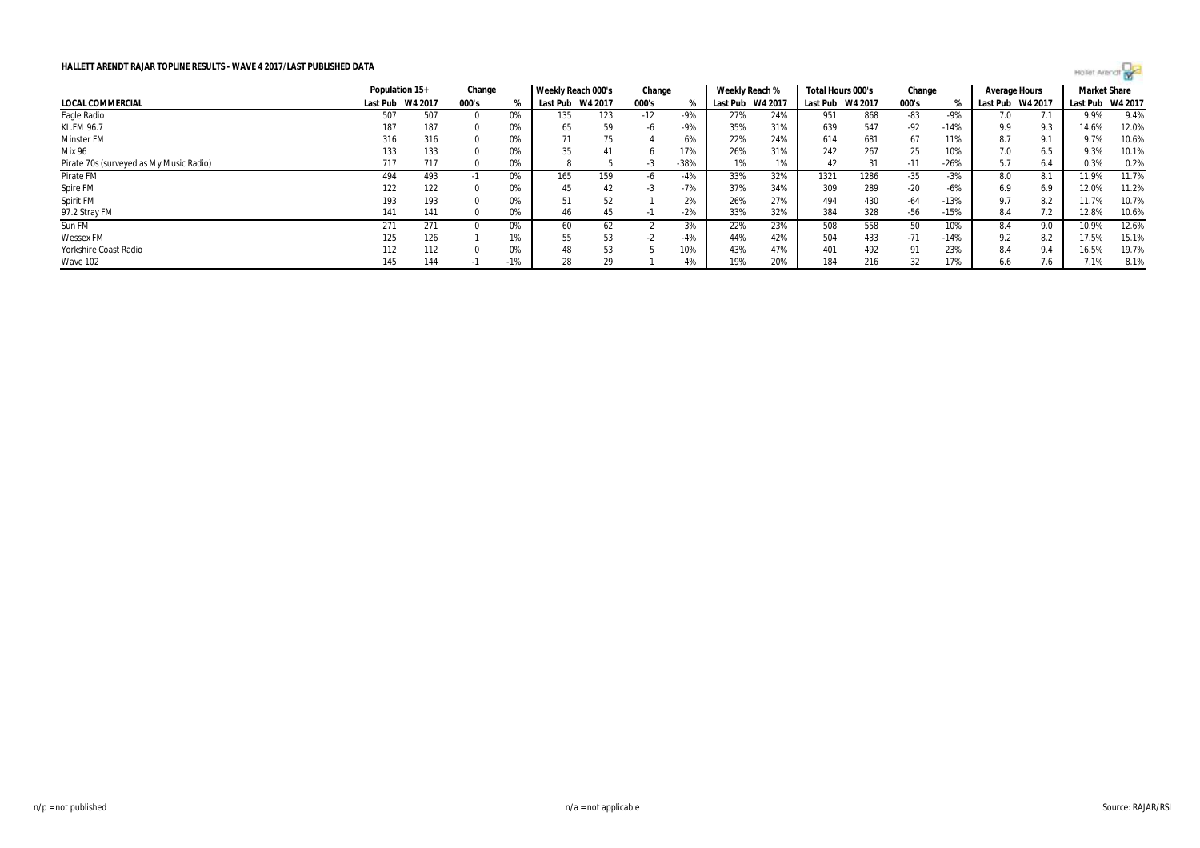**HALLETT ARENDT RAJAR TOPLINE RESULTS - WAVE 4 2017/LAST PUBLISHED DATA**

| | Population 15+ | | Change | | Weekly Reach 000's | | Change | | Weekly Reach % | | Total Hours 000's | | Change | | Average Hours | | Market Share | |
|---|---|---|---|---|---|---|---|---|---|---|---|---|---|---|---|---|---|---|
| **LOCAL COMMERCIAL** | Last Pub | W4 2017 | 000's | % | Last Pub | W4 2017 | 000's | % | Last Pub | W4 2017 | Last Pub | W4 2017 | 000's | % | Last Pub | W4 2017 | Last Pub | W4 2017 |
| Eagle Radio | 507 | 507 | 0 | 0% | 135 | 123 | -12 | -9% | 27% | 24% | 951 | 868 | -83 | -9% | 7.0 | 7.1 | 9.9% | 9.4% |
| KL.FM 96.7 | 187 | 187 | 0 | 0% | 65 | 59 | -6 | -9% | 35% | 31% | 639 | 547 | -92 | -14% | 9.9 | 9.3 | 14.6% | 12.0% |
| Minster FM | 316 | 316 | 0 | 0% | 71 | 75 | 4 | 6% | 22% | 24% | 614 | 681 | 67 | 11% | 8.7 | 9.1 | 9.7% | 10.6% |
| Mix 96 | 133 | 133 | 0 | 0% | 35 | 41 | 6 | 17% | 26% | 31% | 242 | 267 | 25 | 10% | 7.0 | 6.5 | 9.3% | 10.1% |
| Pirate 70s (surveyed as My Music Radio) | 717 | 717 | 0 | 0% | 8 | 5 | -3 | -38% | 1% | 1% | 42 | 31 | -11 | -26% | 5.7 | 6.4 | 0.3% | 0.2% |
| Pirate FM | 494 | 493 | -1 | 0% | 165 | 159 | -6 | -4% | 33% | 32% | 1321 | 1286 | -35 | -3% | 8.0 | 8.1 | 11.9% | 11.7% |
| Spire FM | 122 | 122 | 0 | 0% | 45 | 42 | -3 | -7% | 37% | 34% | 309 | 289 | -20 | -6% | 6.9 | 6.9 | 12.0% | 11.2% |
| Spirit FM | 193 | 193 | 0 | 0% | 51 | 52 | 1 | 2% | 26% | 27% | 494 | 430 | -64 | -13% | 9.7 | 8.2 | 11.7% | 10.7% |
| 97.2 Stray FM | 141 | 141 | 0 | 0% | 46 | 45 | -1 | -2% | 33% | 32% | 384 | 328 | -56 | -15% | 8.4 | 7.2 | 12.8% | 10.6% |
| Sun FM | 271 | 271 | 0 | 0% | 60 | 62 | 2 | 3% | 22% | 23% | 508 | 558 | 50 | 10% | 8.4 | 9.0 | 10.9% | 12.6% |
| Wessex FM | 125 | 126 | 1 | 1% | 55 | 53 | -2 | -4% | 44% | 42% | 504 | 433 | -71 | -14% | 9.2 | 8.2 | 17.5% | 15.1% |
| Yorkshire Coast Radio | 112 | 112 | 0 | 0% | 48 | 53 | 5 | 10% | 43% | 47% | 401 | 492 | 91 | 23% | 8.4 | 9.4 | 16.5% | 19.7% |
| Wave 102 | 145 | 144 | -1 | -1% | 28 | 29 | 1 | 4% | 19% | 20% | 184 | 216 | 32 | 17% | 6.6 | 7.6 | 7.1% | 8.1% |

n/p = not published

n/a = not applicable

Source: RAJAR/RSL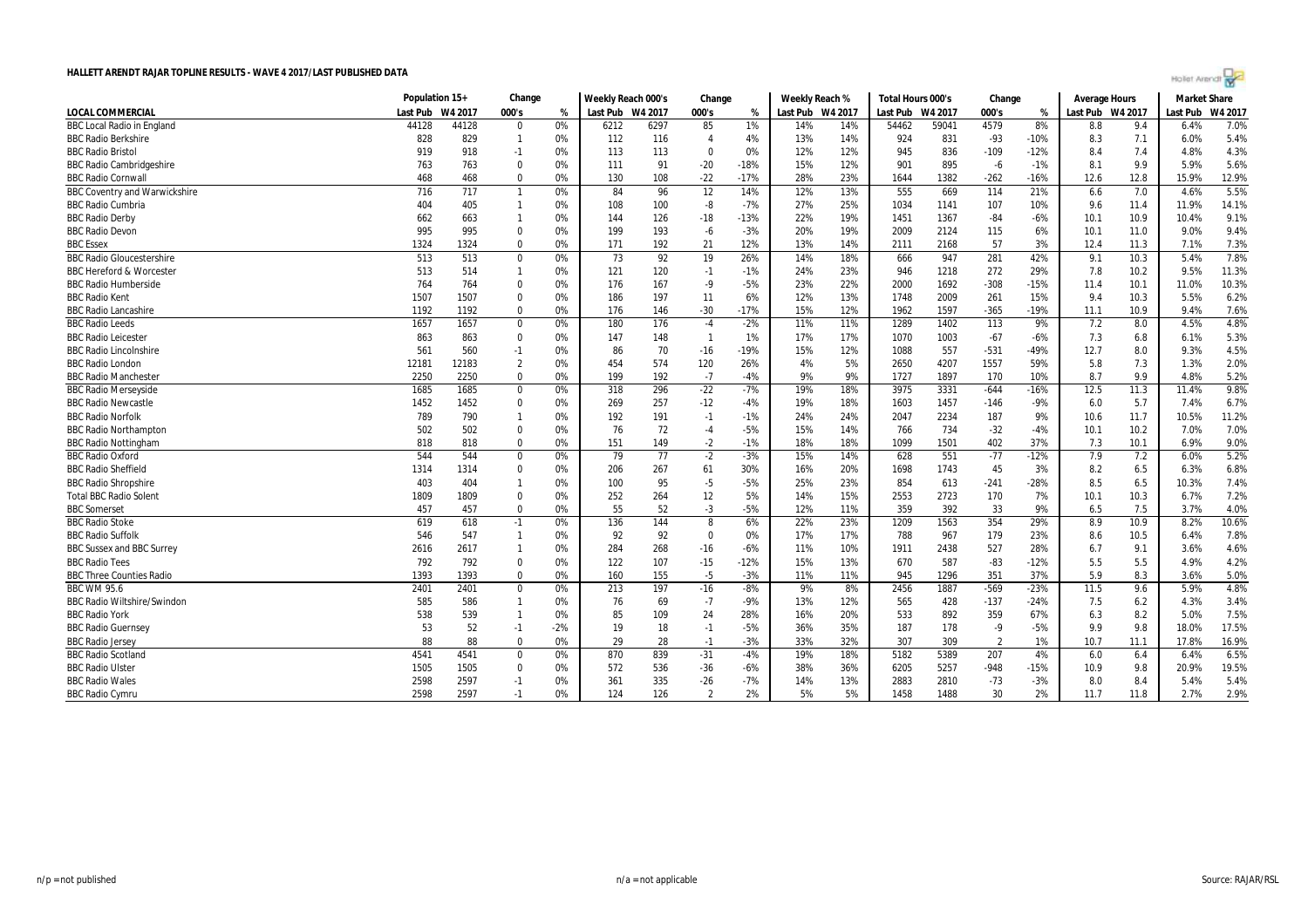# HALLETT ARENDT RAJAR TOPLINE RESULTS - WAVE 4 2017/LAST PUBLISHED DATA

| | Population 15+ | | Change | | Weekly Reach 000's | | Change | | Weekly Reach % | | Total Hours 000's | | Change | | Average Hours | | Market Share | |
|---|---|---|---|---|---|---|---|---|---|---|---|---|---|---|---|---|---|---|
| LOCAL COMMERCIAL | Last Pub | W4 2017 | 000's | % | Last Pub | W4 2017 | 000's | % | Last Pub | W4 2017 | Last Pub | W4 2017 | 000's | % | Last Pub | W4 2017 | Last Pub | W4 2017 |
| BBC Local Radio in England | 44128 | 44128 | 0 | 0% | 6212 | 6297 | 85 | 1% | 14% | 14% | 54462 | 59041 | 4579 | 8% | 8.8 | 9.4 | 6.4% | 7.0% |
| BBC Radio Berkshire | 828 | 829 | 1 | 0% | 112 | 116 | 4 | 4% | 13% | 14% | 924 | 831 | -93 | -10% | 8.3 | 7.1 | 6.0% | 5.4% |
| BBC Radio Bristol | 919 | 918 | -1 | 0% | 113 | 113 | 0 | 0% | 12% | 12% | 945 | 836 | -109 | -12% | 8.4 | 7.4 | 4.8% | 4.3% |
| BBC Radio Cambridgeshire | 763 | 763 | 0 | 0% | 111 | 91 | -20 | -18% | 15% | 12% | 901 | 895 | -6 | -1% | 8.1 | 9.9 | 5.9% | 5.6% |
| BBC Radio Cornwall | 468 | 468 | 0 | 0% | 130 | 108 | -22 | -17% | 28% | 23% | 1644 | 1382 | -262 | -16% | 12.6 | 12.8 | 15.9% | 12.9% |
| BBC Coventry and Warwickshire | 716 | 717 | 1 | 0% | 84 | 96 | 12 | 14% | 12% | 13% | 555 | 669 | 114 | 21% | 6.6 | 7.0 | 4.6% | 5.5% |
| BBC Radio Cumbria | 404 | 405 | 1 | 0% | 108 | 100 | -8 | -7% | 27% | 25% | 1034 | 1141 | 107 | 10% | 9.6 | 11.4 | 11.9% | 14.1% |
| BBC Radio Derby | 662 | 663 | 1 | 0% | 144 | 126 | -18 | -13% | 22% | 19% | 1451 | 1367 | -84 | -6% | 10.1 | 10.9 | 10.4% | 9.1% |
| BBC Radio Devon | 995 | 995 | 0 | 0% | 199 | 193 | -6 | -3% | 20% | 19% | 2009 | 2124 | 115 | 6% | 10.1 | 11.0 | 9.0% | 9.4% |
| BBC Essex | 1324 | 1324 | 0 | 0% | 171 | 192 | 21 | 12% | 13% | 14% | 2111 | 2168 | 57 | 3% | 12.4 | 11.3 | 7.1% | 7.3% |
| BBC Radio Gloucestershire | 513 | 513 | 0 | 0% | 73 | 92 | 19 | 26% | 14% | 18% | 666 | 947 | 281 | 42% | 9.1 | 10.3 | 5.4% | 7.8% |
| BBC Hereford & Worcester | 513 | 514 | 1 | 0% | 121 | 120 | -1 | -1% | 24% | 23% | 946 | 1218 | 272 | 29% | 7.8 | 10.2 | 9.5% | 11.3% |
| BBC Radio Humberside | 764 | 764 | 0 | 0% | 176 | 167 | -9 | -5% | 23% | 22% | 2000 | 1692 | -308 | -15% | 11.4 | 10.1 | 11.0% | 10.3% |
| BBC Radio Kent | 1507 | 1507 | 0 | 0% | 186 | 197 | 11 | 6% | 12% | 13% | 1748 | 2009 | 261 | 15% | 9.4 | 10.3 | 5.5% | 6.2% |
| BBC Radio Lancashire | 1192 | 1192 | 0 | 0% | 176 | 146 | -30 | -17% | 15% | 12% | 1962 | 1597 | -365 | -19% | 11.1 | 10.9 | 9.4% | 7.6% |
| BBC Radio Leeds | 1657 | 1657 | 0 | 0% | 180 | 176 | -4 | -2% | 11% | 11% | 1289 | 1402 | 113 | 9% | 7.2 | 8.0 | 4.5% | 4.8% |
| BBC Radio Leicester | 863 | 863 | 0 | 0% | 147 | 148 | 1 | 1% | 17% | 17% | 1070 | 1003 | -67 | -6% | 7.3 | 6.8 | 6.1% | 5.3% |
| BBC Radio Lincolnshire | 561 | 560 | -1 | 0% | 86 | 70 | -16 | -19% | 15% | 12% | 1088 | 557 | -531 | -49% | 12.7 | 8.0 | 9.3% | 4.5% |
| BBC Radio London | 12181 | 12183 | 2 | 0% | 454 | 574 | 120 | 26% | 4% | 5% | 2650 | 4207 | 1557 | 59% | 5.8 | 7.3 | 1.3% | 2.0% |
| BBC Radio Manchester | 2250 | 2250 | 0 | 0% | 199 | 192 | -7 | -4% | 9% | 9% | 1727 | 1897 | 170 | 10% | 8.7 | 9.9 | 4.8% | 5.2% |
| BBC Radio Merseyside | 1685 | 1685 | 0 | 0% | 318 | 296 | -22 | -7% | 19% | 18% | 3975 | 3331 | -644 | -16% | 12.5 | 11.3 | 11.4% | 9.8% |
| BBC Radio Newcastle | 1452 | 1452 | 0 | 0% | 269 | 257 | -12 | -4% | 19% | 18% | 1603 | 1457 | -146 | -9% | 6.0 | 5.7 | 7.4% | 6.7% |
| BBC Radio Norfolk | 789 | 790 | 1 | 0% | 192 | 191 | -1 | -1% | 24% | 24% | 2047 | 2234 | 187 | 9% | 10.6 | 11.7 | 10.5% | 11.2% |
| BBC Radio Northampton | 502 | 502 | 0 | 0% | 76 | 72 | -4 | -5% | 15% | 14% | 766 | 734 | -32 | -4% | 10.1 | 10.2 | 7.0% | 7.0% |
| BBC Radio Nottingham | 818 | 818 | 0 | 0% | 151 | 149 | -2 | -1% | 18% | 18% | 1099 | 1501 | 402 | 37% | 7.3 | 10.1 | 6.9% | 9.0% |
| BBC Radio Oxford | 544 | 544 | 0 | 0% | 79 | 77 | -2 | -3% | 15% | 14% | 628 | 551 | -77 | -12% | 7.9 | 7.2 | 6.0% | 5.2% |
| BBC Radio Sheffield | 1314 | 1314 | 0 | 0% | 206 | 267 | 61 | 30% | 16% | 20% | 1698 | 1743 | 45 | 3% | 8.2 | 6.5 | 6.3% | 6.8% |
| BBC Radio Shropshire | 403 | 404 | 1 | 0% | 100 | 95 | -5 | -5% | 25% | 23% | 854 | 613 | -241 | -28% | 8.5 | 6.5 | 10.3% | 7.4% |
| Total BBC Radio Solent | 1809 | 1809 | 0 | 0% | 252 | 264 | 12 | 5% | 14% | 15% | 2553 | 2723 | 170 | 7% | 10.1 | 10.3 | 6.7% | 7.2% |
| BBC Somerset | 457 | 457 | 0 | 0% | 55 | 52 | -3 | -5% | 12% | 11% | 359 | 392 | 33 | 9% | 6.5 | 7.5 | 3.7% | 4.0% |
| BBC Radio Stoke | 619 | 618 | -1 | 0% | 136 | 144 | 8 | 6% | 22% | 23% | 1209 | 1563 | 354 | 29% | 8.9 | 10.9 | 8.2% | 10.6% |
| BBC Radio Suffolk | 546 | 547 | 1 | 0% | 92 | 92 | 0 | 0% | 17% | 17% | 788 | 967 | 179 | 23% | 8.6 | 10.5 | 6.4% | 7.8% |
| BBC Sussex and BBC Surrey | 2616 | 2617 | 1 | 0% | 284 | 268 | -16 | -6% | 11% | 10% | 1911 | 2438 | 527 | 28% | 6.7 | 9.1 | 3.6% | 4.6% |
| BBC Radio Tees | 792 | 792 | 0 | 0% | 122 | 107 | -15 | -12% | 15% | 13% | 670 | 587 | -83 | -12% | 5.5 | 5.5 | 4.9% | 4.2% |
| BBC Three Counties Radio | 1393 | 1393 | 0 | 0% | 160 | 155 | -5 | -3% | 11% | 11% | 945 | 1296 | 351 | 37% | 5.9 | 8.3 | 3.6% | 5.0% |
| BBC WM 95.6 | 2401 | 2401 | 0 | 0% | 213 | 197 | -16 | -8% | 9% | 8% | 2456 | 1887 | -569 | -23% | 11.5 | 9.6 | 5.9% | 4.8% |
| BBC Radio Wiltshire/Swindon | 585 | 586 | 1 | 0% | 76 | 69 | -7 | -9% | 13% | 12% | 565 | 428 | -137 | -24% | 7.5 | 6.2 | 4.3% | 3.4% |
| BBC Radio York | 538 | 539 | 1 | 0% | 85 | 109 | 24 | 28% | 16% | 20% | 533 | 892 | 359 | 67% | 6.3 | 8.2 | 5.0% | 7.5% |
| BBC Radio Guernsey | 53 | 52 | -1 | -2% | 19 | 18 | -1 | -5% | 36% | 35% | 187 | 178 | -9 | -5% | 9.9 | 9.8 | 18.0% | 17.5% |
| BBC Radio Jersey | 88 | 88 | 0 | 0% | 29 | 28 | -1 | -3% | 33% | 32% | 307 | 309 | 2 | 1% | 10.7 | 11.1 | 17.8% | 16.9% |
| BBC Radio Scotland | 4541 | 4541 | 0 | 0% | 870 | 839 | -31 | -4% | 19% | 18% | 5182 | 5389 | 207 | 4% | 6.0 | 6.4 | 6.4% | 6.5% |
| BBC Radio Ulster | 1505 | 1505 | 0 | 0% | 572 | 536 | -36 | -6% | 38% | 36% | 6205 | 5257 | -948 | -15% | 10.9 | 9.8 | 20.9% | 19.5% |
| BBC Radio Wales | 2598 | 2597 | -1 | 0% | 361 | 335 | -26 | -7% | 14% | 13% | 2883 | 2810 | -73 | -3% | 8.0 | 8.4 | 5.4% | 5.4% |
| BBC Radio Cymru | 2598 | 2597 | -1 | 0% | 124 | 126 | 2 | 2% | 5% | 5% | 1458 | 1488 | 30 | 2% | 11.7 | 11.8 | 2.7% | 2.9% |

n/p = not published    n/a = not applicable    Source: RAJAR/RSL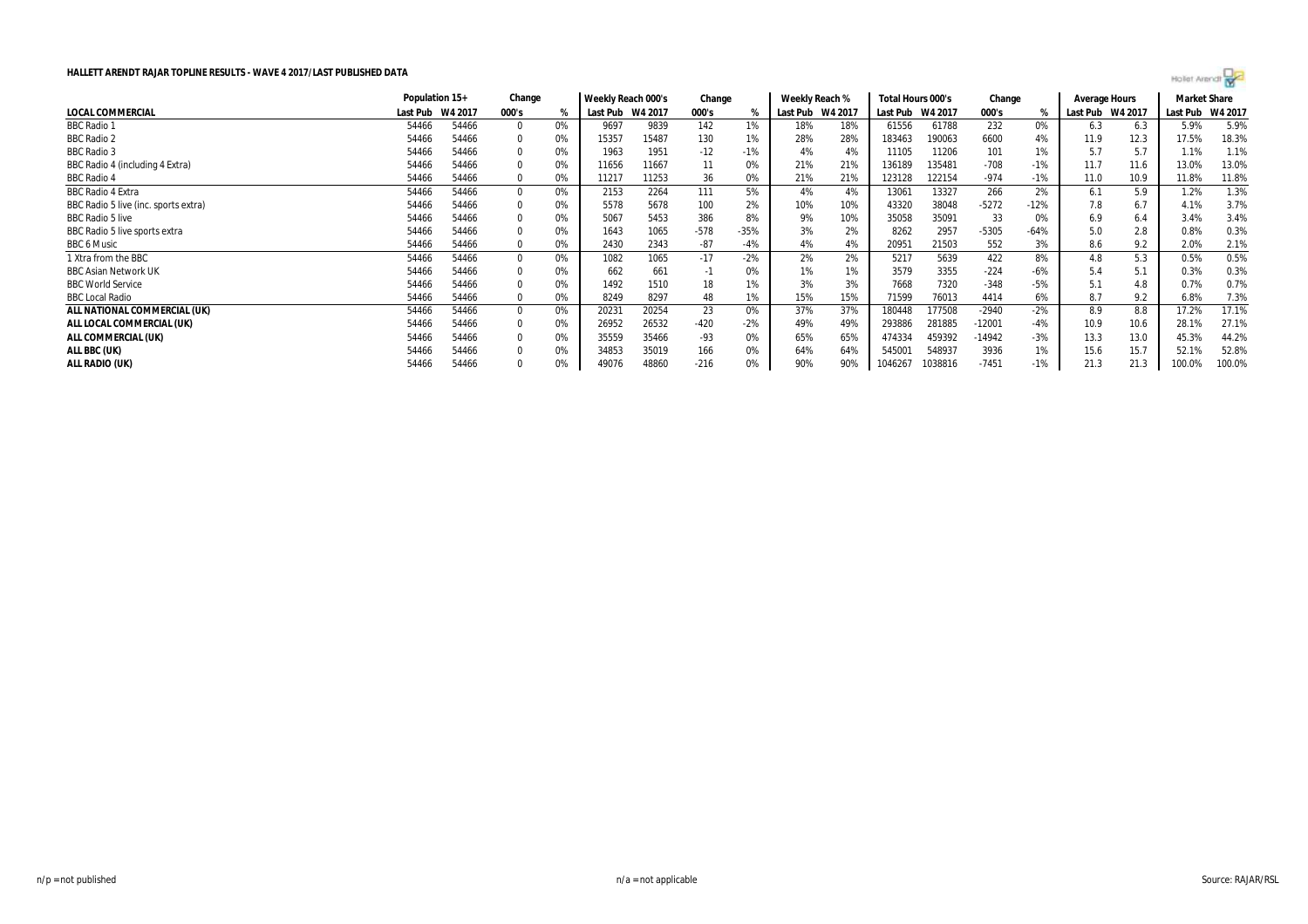# HALLETT ARENDT RAJAR TOPLINE RESULTS - WAVE 4 2017/LAST PUBLISHED DATA

| | Population 15+ | | Change | | Weekly Reach 000's | | Change | | Weekly Reach % | | Total Hours 000's | | Change | | Average Hours | | Market Share | |
|---|---|---|---|---|---|---|---|---|---|---|---|---|---|---|---|---|---|---|
| LOCAL COMMERCIAL | Last Pub | W4 2017 | 000's | % | Last Pub | W4 2017 | 000's | % | Last Pub | W4 2017 | Last Pub | W4 2017 | 000's | % | Last Pub | W4 2017 | Last Pub | W4 2017 |
| BBC Radio 1 | 54466 | 54466 | 0 | 0% | 9697 | 9839 | 142 | 1% | 18% | 18% | 61556 | 61788 | 232 | 0% | 6.3 | 6.3 | 5.9% | 5.9% |
| BBC Radio 2 | 54466 | 54466 | 0 | 0% | 15357 | 15487 | 130 | 1% | 28% | 28% | 183463 | 190063 | 6600 | 4% | 11.9 | 12.3 | 17.5% | 18.3% |
| BBC Radio 3 | 54466 | 54466 | 0 | 0% | 1963 | 1951 | -12 | -1% | 4% | 4% | 11105 | 11206 | 101 | 1% | 5.7 | 5.7 | 1.1% | 1.1% |
| BBC Radio 4 (including 4 Extra) | 54466 | 54466 | 0 | 0% | 11656 | 11667 | 11 | 0% | 21% | 21% | 136189 | 135481 | -708 | -1% | 11.7 | 11.6 | 13.0% | 13.0% |
| BBC Radio 4 | 54466 | 54466 | 0 | 0% | 11217 | 11253 | 36 | 0% | 21% | 21% | 123128 | 122154 | -974 | -1% | 11.0 | 10.9 | 11.8% | 11.8% |
| BBC Radio 4 Extra | 54466 | 54466 | 0 | 0% | 2153 | 2264 | 111 | 5% | 4% | 4% | 13061 | 13327 | 266 | 2% | 6.1 | 5.9 | 1.2% | 1.3% |
| BBC Radio 5 live (inc. sports extra) | 54466 | 54466 | 0 | 0% | 5578 | 5678 | 100 | 2% | 10% | 10% | 43320 | 38048 | -5272 | -12% | 7.8 | 6.7 | 4.1% | 3.7% |
| BBC Radio 5 live | 54466 | 54466 | 0 | 0% | 5067 | 5453 | 386 | 8% | 9% | 10% | 35058 | 35091 | 33 | 0% | 6.9 | 6.4 | 3.4% | 3.4% |
| BBC Radio 5 live sports extra | 54466 | 54466 | 0 | 0% | 1643 | 1065 | -578 | -35% | 3% | 2% | 8262 | 2957 | -5305 | -64% | 5.0 | 2.8 | 0.8% | 0.3% |
| BBC 6 Music | 54466 | 54466 | 0 | 0% | 2430 | 2343 | -87 | -4% | 4% | 4% | 20951 | 21503 | 552 | 3% | 8.6 | 9.2 | 2.0% | 2.1% |
| 1 Xtra from the BBC | 54466 | 54466 | 0 | 0% | 1082 | 1065 | -17 | -2% | 2% | 2% | 5217 | 5639 | 422 | 8% | 4.8 | 5.3 | 0.5% | 0.5% |
| BBC Asian Network UK | 54466 | 54466 | 0 | 0% | 662 | 661 | -1 | 0% | 1% | 1% | 3579 | 3355 | -224 | -6% | 5.4 | 5.1 | 0.3% | 0.3% |
| BBC World Service | 54466 | 54466 | 0 | 0% | 1492 | 1510 | 18 | 1% | 3% | 3% | 7668 | 7320 | -348 | -5% | 5.1 | 4.8 | 0.7% | 0.7% |
| BBC Local Radio | 54466 | 54466 | 0 | 0% | 8249 | 8297 | 48 | 1% | 15% | 15% | 71599 | 76013 | 4414 | 6% | 8.7 | 9.2 | 6.8% | 7.3% |
| **ALL NATIONAL COMMERCIAL (UK)** | 54466 | 54466 | 0 | 0% | 20231 | 20254 | 23 | 0% | 37% | 37% | 180448 | 177508 | -2940 | -2% | 8.9 | 8.8 | 17.2% | 17.1% |
| **ALL LOCAL COMMERCIAL (UK)** | 54466 | 54466 | 0 | 0% | 26952 | 26532 | -420 | -2% | 49% | 49% | 293886 | 281885 | -12001 | -4% | 10.9 | 10.6 | 28.1% | 27.1% |
| **ALL COMMERCIAL (UK)** | 54466 | 54466 | 0 | 0% | 35559 | 35466 | -93 | 0% | 65% | 65% | 474334 | 459392 | -14942 | -3% | 13.3 | 13.0 | 45.3% | 44.2% |
| **ALL BBC (UK)** | 54466 | 54466 | 0 | 0% | 34853 | 35019 | 166 | 0% | 64% | 64% | 545001 | 548937 | 3936 | 1% | 15.6 | 15.7 | 52.1% | 52.8% |
| **ALL RADIO (UK)** | 54466 | 54466 | 0 | 0% | 49076 | 48860 | -216 | 0% | 90% | 90% | 1046267 | 1038816 | -7451 | -1% | 21.3 | 21.3 | 100.0% | 100.0% |

n/p = not published

n/a = not applicable

Source: RAJAR/RSL